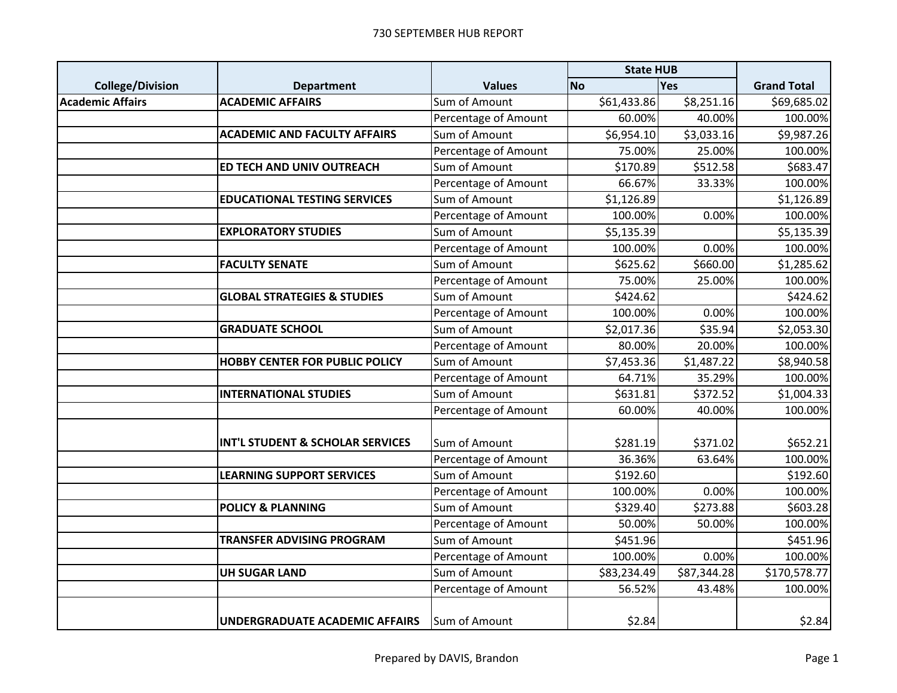# 730 SEPTEMBER HUB REPORT

| College/Division | Department | Values | State HUB | | Grand Total |
|---|---|---|---|---|---|
| | | | No | Yes | |
| **Academic Affairs** | **ACADEMIC AFFAIRS** | Sum of Amount | $61,433.86 | $8,251.16 | $69,685.02 |
| | | Percentage of Amount | 60.00% | 40.00% | 100.00% |
| | **ACADEMIC AND FACULTY AFFAIRS** | Sum of Amount | $6,954.10 | $3,033.16 | $9,987.26 |
| | | Percentage of Amount | 75.00% | 25.00% | 100.00% |
| | **ED TECH AND UNIV OUTREACH** | Sum of Amount | $170.89 | $512.58 | $683.47 |
| | | Percentage of Amount | 66.67% | 33.33% | 100.00% |
| | **EDUCATIONAL TESTING SERVICES** | Sum of Amount | $1,126.89 | | $1,126.89 |
| | | Percentage of Amount | 100.00% | 0.00% | 100.00% |
| | **EXPLORATORY STUDIES** | Sum of Amount | $5,135.39 | | $5,135.39 |
| | | Percentage of Amount | 100.00% | 0.00% | 100.00% |
| | **FACULTY SENATE** | Sum of Amount | $625.62 | $660.00 | $1,285.62 |
| | | Percentage of Amount | 75.00% | 25.00% | 100.00% |
| | **GLOBAL STRATEGIES & STUDIES** | Sum of Amount | $424.62 | | $424.62 |
| | | Percentage of Amount | 100.00% | 0.00% | 100.00% |
| | **GRADUATE SCHOOL** | Sum of Amount | $2,017.36 | $35.94 | $2,053.30 |
| | | Percentage of Amount | 80.00% | 20.00% | 100.00% |
| | **HOBBY CENTER FOR PUBLIC POLICY** | Sum of Amount | $7,453.36 | $1,487.22 | $8,940.58 |
| | | Percentage of Amount | 64.71% | 35.29% | 100.00% |
| | **INTERNATIONAL STUDIES** | Sum of Amount | $631.81 | $372.52 | $1,004.33 |
| | | Percentage of Amount | 60.00% | 40.00% | 100.00% |
| | **INT'L STUDENT & SCHOLAR SERVICES** | Sum of Amount | $281.19 | $371.02 | $652.21 |
| | | Percentage of Amount | 36.36% | 63.64% | 100.00% |
| | **LEARNING SUPPORT SERVICES** | Sum of Amount | $192.60 | | $192.60 |
| | | Percentage of Amount | 100.00% | 0.00% | 100.00% |
| | **POLICY & PLANNING** | Sum of Amount | $329.40 | $273.88 | $603.28 |
| | | Percentage of Amount | 50.00% | 50.00% | 100.00% |
| | **TRANSFER ADVISING PROGRAM** | Sum of Amount | $451.96 | | $451.96 |
| | | Percentage of Amount | 100.00% | 0.00% | 100.00% |
| | **UH SUGAR LAND** | Sum of Amount | $83,234.49 | $87,344.28 | $170,578.77 |
| | | Percentage of Amount | 56.52% | 43.48% | 100.00% |
| | **UNDERGRADUATE ACADEMIC AFFAIRS** | Sum of Amount | $2.84 | | $2.84 |

Prepared by DAVIS, Brandon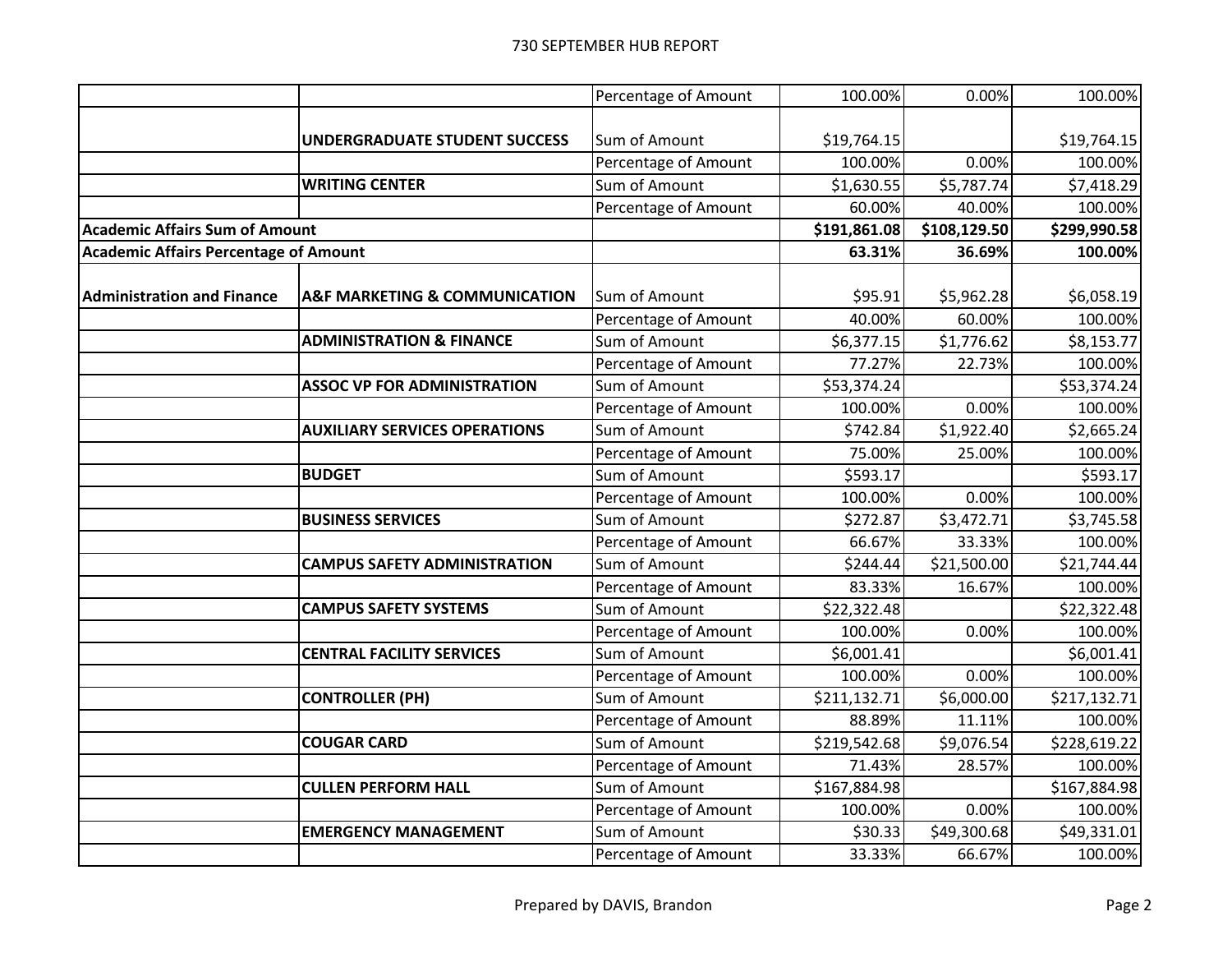|  |  | Percentage of Amount | 100.00% | 0.00% | 100.00% |
|---|---|---|---|---|---|
|  | **UNDERGRADUATE STUDENT SUCCESS** | Sum of Amount | $19,764.15 |  | $19,764.15 |
|  |  | Percentage of Amount | 100.00% | 0.00% | 100.00% |
|  | **WRITING CENTER** | Sum of Amount | $1,630.55 | $5,787.74 | $7,418.29 |
|  |  | Percentage of Amount | 60.00% | 40.00% | 100.00% |
| **Academic Affairs Sum of Amount** |  |  | **$191,861.08** | **$108,129.50** | **$299,990.58** |
| **Academic Affairs Percentage of Amount** |  |  | **63.31%** | **36.69%** | **100.00%** |
| **Administration and Finance** | **A&F MARKETING & COMMUNICATION** | Sum of Amount | $95.91 | $5,962.28 | $6,058.19 |
|  |  | Percentage of Amount | 40.00% | 60.00% | 100.00% |
|  | **ADMINISTRATION & FINANCE** | Sum of Amount | $6,377.15 | $1,776.62 | $8,153.77 |
|  |  | Percentage of Amount | 77.27% | 22.73% | 100.00% |
|  | **ASSOC VP FOR ADMINISTRATION** | Sum of Amount | $53,374.24 |  | $53,374.24 |
|  |  | Percentage of Amount | 100.00% | 0.00% | 100.00% |
|  | **AUXILIARY SERVICES OPERATIONS** | Sum of Amount | $742.84 | $1,922.40 | $2,665.24 |
|  |  | Percentage of Amount | 75.00% | 25.00% | 100.00% |
|  | **BUDGET** | Sum of Amount | $593.17 |  | $593.17 |
|  |  | Percentage of Amount | 100.00% | 0.00% | 100.00% |
|  | **BUSINESS SERVICES** | Sum of Amount | $272.87 | $3,472.71 | $3,745.58 |
|  |  | Percentage of Amount | 66.67% | 33.33% | 100.00% |
|  | **CAMPUS SAFETY ADMINISTRATION** | Sum of Amount | $244.44 | $21,500.00 | $21,744.44 |
|  |  | Percentage of Amount | 83.33% | 16.67% | 100.00% |
|  | **CAMPUS SAFETY SYSTEMS** | Sum of Amount | $22,322.48 |  | $22,322.48 |
|  |  | Percentage of Amount | 100.00% | 0.00% | 100.00% |
|  | **CENTRAL FACILITY SERVICES** | Sum of Amount | $6,001.41 |  | $6,001.41 |
|  |  | Percentage of Amount | 100.00% | 0.00% | 100.00% |
|  | **CONTROLLER (PH)** | Sum of Amount | $211,132.71 | $6,000.00 | $217,132.71 |
|  |  | Percentage of Amount | 88.89% | 11.11% | 100.00% |
|  | **COUGAR CARD** | Sum of Amount | $219,542.68 | $9,076.54 | $228,619.22 |
|  |  | Percentage of Amount | 71.43% | 28.57% | 100.00% |
|  | **CULLEN PERFORM HALL** | Sum of Amount | $167,884.98 |  | $167,884.98 |
|  |  | Percentage of Amount | 100.00% | 0.00% | 100.00% |
|  | **EMERGENCY MANAGEMENT** | Sum of Amount | $30.33 | $49,300.68 | $49,331.01 |
|  |  | Percentage of Amount | 33.33% | 66.67% | 100.00% |

Prepared by DAVIS, Brandon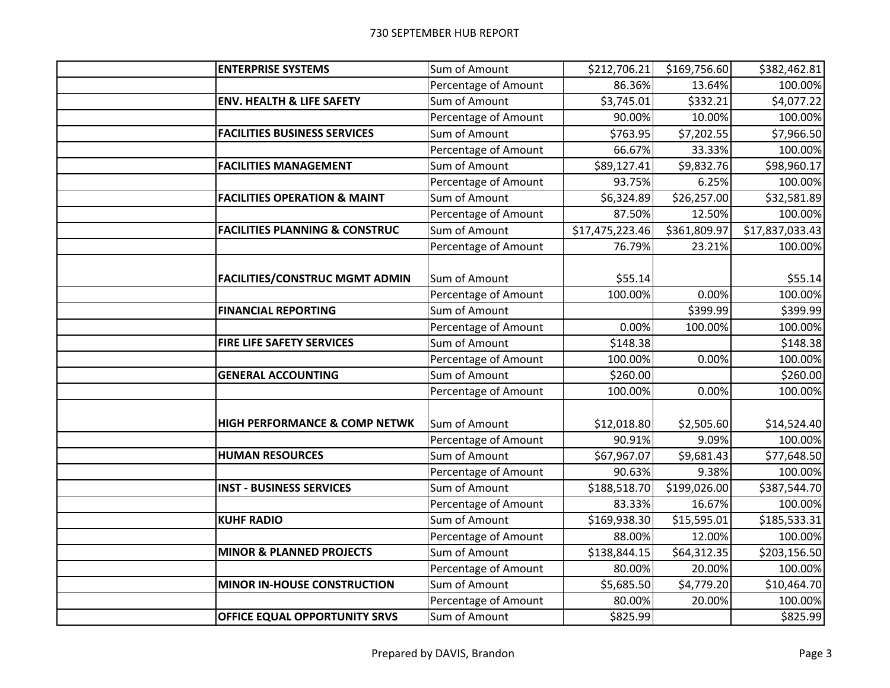| | | | | | |
|---|---|---|---|---|---|
| | **ENTERPRISE SYSTEMS** | Sum of Amount | $212,706.21 | $169,756.60 | $382,462.81 |
| | | Percentage of Amount | 86.36% | 13.64% | 100.00% |
| | **ENV. HEALTH & LIFE SAFETY** | Sum of Amount | $3,745.01 | $332.21 | $4,077.22 |
| | | Percentage of Amount | 90.00% | 10.00% | 100.00% |
| | **FACILITIES BUSINESS SERVICES** | Sum of Amount | $763.95 | $7,202.55 | $7,966.50 |
| | | Percentage of Amount | 66.67% | 33.33% | 100.00% |
| | **FACILITIES MANAGEMENT** | Sum of Amount | $89,127.41 | $9,832.76 | $98,960.17 |
| | | Percentage of Amount | 93.75% | 6.25% | 100.00% |
| | **FACILITIES OPERATION & MAINT** | Sum of Amount | $6,324.89 | $26,257.00 | $32,581.89 |
| | | Percentage of Amount | 87.50% | 12.50% | 100.00% |
| | **FACILITIES PLANNING & CONSTRUC** | Sum of Amount | $17,475,223.46 | $361,809.97 | $17,837,033.43 |
| | | Percentage of Amount | 76.79% | 23.21% | 100.00% |
| | **FACILITIES/CONSTRUC MGMT ADMIN** | Sum of Amount | $55.14 | | $55.14 |
| | | Percentage of Amount | 100.00% | 0.00% | 100.00% |
| | **FINANCIAL REPORTING** | Sum of Amount | | $399.99 | $399.99 |
| | | Percentage of Amount | 0.00% | 100.00% | 100.00% |
| | **FIRE LIFE SAFETY SERVICES** | Sum of Amount | $148.38 | | $148.38 |
| | | Percentage of Amount | 100.00% | 0.00% | 100.00% |
| | **GENERAL ACCOUNTING** | Sum of Amount | $260.00 | | $260.00 |
| | | Percentage of Amount | 100.00% | 0.00% | 100.00% |
| | **HIGH PERFORMANCE & COMP NETWK** | Sum of Amount | $12,018.80 | $2,505.60 | $14,524.40 |
| | | Percentage of Amount | 90.91% | 9.09% | 100.00% |
| | **HUMAN RESOURCES** | Sum of Amount | $67,967.07 | $9,681.43 | $77,648.50 |
| | | Percentage of Amount | 90.63% | 9.38% | 100.00% |
| | **INST - BUSINESS SERVICES** | Sum of Amount | $188,518.70 | $199,026.00 | $387,544.70 |
| | | Percentage of Amount | 83.33% | 16.67% | 100.00% |
| | **KUHF RADIO** | Sum of Amount | $169,938.30 | $15,595.01 | $185,533.31 |
| | | Percentage of Amount | 88.00% | 12.00% | 100.00% |
| | **MINOR & PLANNED PROJECTS** | Sum of Amount | $138,844.15 | $64,312.35 | $203,156.50 |
| | | Percentage of Amount | 80.00% | 20.00% | 100.00% |
| | **MINOR IN-HOUSE CONSTRUCTION** | Sum of Amount | $5,685.50 | $4,779.20 | $10,464.70 |
| | | Percentage of Amount | 80.00% | 20.00% | 100.00% |
| | **OFFICE EQUAL OPPORTUNITY SRVS** | Sum of Amount | $825.99 | | $825.99 |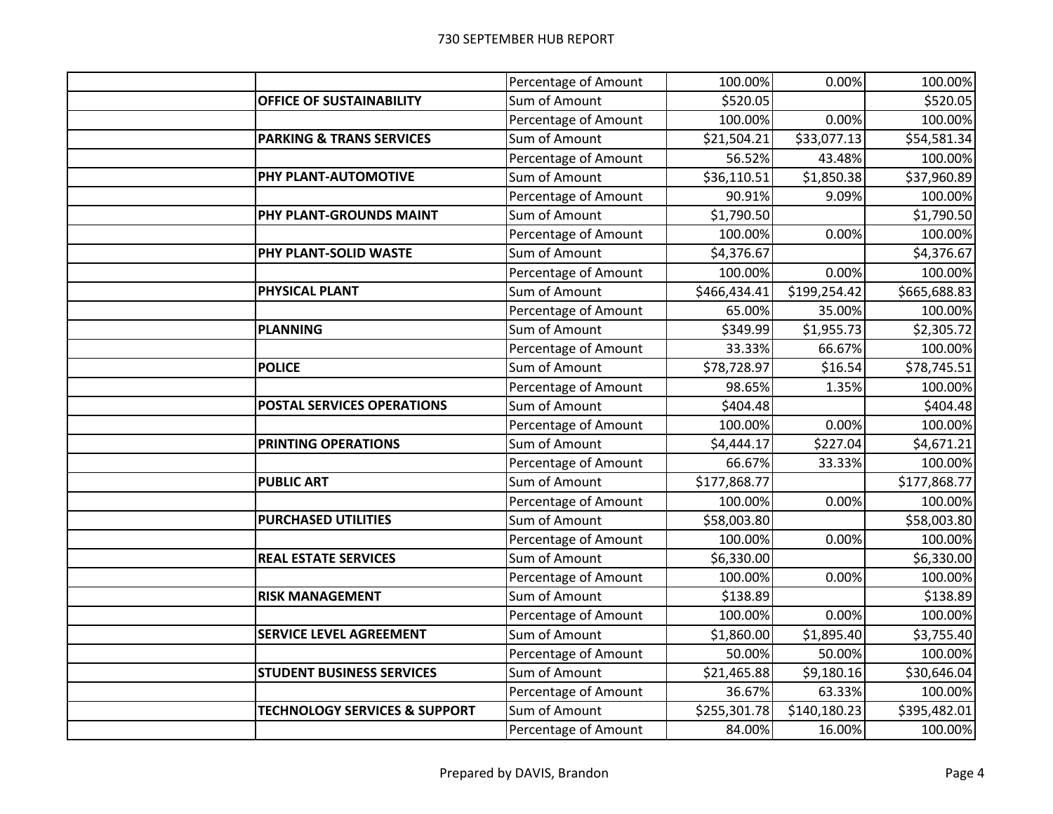| | | | | | |
|---|---|---|---|---|---|
| | | Percentage of Amount | 100.00% | 0.00% | 100.00% |
| | **OFFICE OF SUSTAINABILITY** | Sum of Amount | $520.05 | | $520.05 |
| | | Percentage of Amount | 100.00% | 0.00% | 100.00% |
| | **PARKING & TRANS SERVICES** | Sum of Amount | $21,504.21 | $33,077.13 | $54,581.34 |
| | | Percentage of Amount | 56.52% | 43.48% | 100.00% |
| | **PHY PLANT-AUTOMOTIVE** | Sum of Amount | $36,110.51 | $1,850.38 | $37,960.89 |
| | | Percentage of Amount | 90.91% | 9.09% | 100.00% |
| | **PHY PLANT-GROUNDS MAINT** | Sum of Amount | $1,790.50 | | $1,790.50 |
| | | Percentage of Amount | 100.00% | 0.00% | 100.00% |
| | **PHY PLANT-SOLID WASTE** | Sum of Amount | $4,376.67 | | $4,376.67 |
| | | Percentage of Amount | 100.00% | 0.00% | 100.00% |
| | **PHYSICAL PLANT** | Sum of Amount | $466,434.41 | $199,254.42 | $665,688.83 |
| | | Percentage of Amount | 65.00% | 35.00% | 100.00% |
| | **PLANNING** | Sum of Amount | $349.99 | $1,955.73 | $2,305.72 |
| | | Percentage of Amount | 33.33% | 66.67% | 100.00% |
| | **POLICE** | Sum of Amount | $78,728.97 | $16.54 | $78,745.51 |
| | | Percentage of Amount | 98.65% | 1.35% | 100.00% |
| | **POSTAL SERVICES OPERATIONS** | Sum of Amount | $404.48 | | $404.48 |
| | | Percentage of Amount | 100.00% | 0.00% | 100.00% |
| | **PRINTING OPERATIONS** | Sum of Amount | $4,444.17 | $227.04 | $4,671.21 |
| | | Percentage of Amount | 66.67% | 33.33% | 100.00% |
| | **PUBLIC ART** | Sum of Amount | $177,868.77 | | $177,868.77 |
| | | Percentage of Amount | 100.00% | 0.00% | 100.00% |
| | **PURCHASED UTILITIES** | Sum of Amount | $58,003.80 | | $58,003.80 |
| | | Percentage of Amount | 100.00% | 0.00% | 100.00% |
| | **REAL ESTATE SERVICES** | Sum of Amount | $6,330.00 | | $6,330.00 |
| | | Percentage of Amount | 100.00% | 0.00% | 100.00% |
| | **RISK MANAGEMENT** | Sum of Amount | $138.89 | | $138.89 |
| | | Percentage of Amount | 100.00% | 0.00% | 100.00% |
| | **SERVICE LEVEL AGREEMENT** | Sum of Amount | $1,860.00 | $1,895.40 | $3,755.40 |
| | | Percentage of Amount | 50.00% | 50.00% | 100.00% |
| | **STUDENT BUSINESS SERVICES** | Sum of Amount | $21,465.88 | $9,180.16 | $30,646.04 |
| | | Percentage of Amount | 36.67% | 63.33% | 100.00% |
| | **TECHNOLOGY SERVICES & SUPPORT** | Sum of Amount | $255,301.78 | $140,180.23 | $395,482.01 |
| | | Percentage of Amount | 84.00% | 16.00% | 100.00% |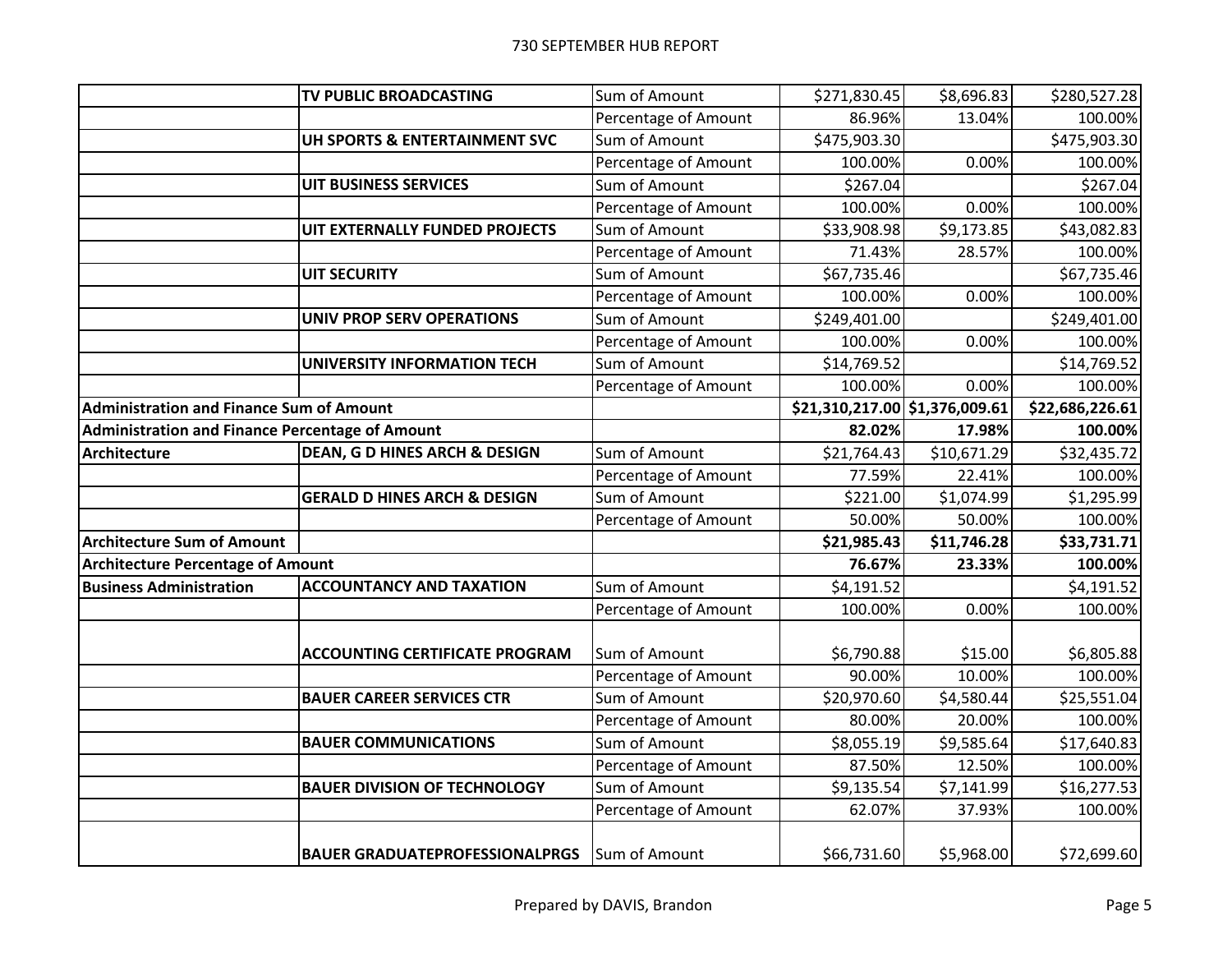| | | | | | |
|---|---|---|---|---|---|
| | **TV PUBLIC BROADCASTING** | Sum of Amount | $271,830.45 | $8,696.83 | $280,527.28 |
| | | Percentage of Amount | 86.96% | 13.04% | 100.00% |
| | **UH SPORTS & ENTERTAINMENT SVC** | Sum of Amount | $475,903.30 | | $475,903.30 |
| | | Percentage of Amount | 100.00% | 0.00% | 100.00% |
| | **UIT BUSINESS SERVICES** | Sum of Amount | $267.04 | | $267.04 |
| | | Percentage of Amount | 100.00% | 0.00% | 100.00% |
| | **UIT EXTERNALLY FUNDED PROJECTS** | Sum of Amount | $33,908.98 | $9,173.85 | $43,082.83 |
| | | Percentage of Amount | 71.43% | 28.57% | 100.00% |
| | **UIT SECURITY** | Sum of Amount | $67,735.46 | | $67,735.46 |
| | | Percentage of Amount | 100.00% | 0.00% | 100.00% |
| | **UNIV PROP SERV OPERATIONS** | Sum of Amount | $249,401.00 | | $249,401.00 |
| | | Percentage of Amount | 100.00% | 0.00% | 100.00% |
| | **UNIVERSITY INFORMATION TECH** | Sum of Amount | $14,769.52 | | $14,769.52 |
| | | Percentage of Amount | 100.00% | 0.00% | 100.00% |
| **Administration and Finance Sum of Amount** | | | **$21,310,217.00** | **$1,376,009.61** | **$22,686,226.61** |
| **Administration and Finance Percentage of Amount** | | | **82.02%** | **17.98%** | **100.00%** |
| **Architecture** | **DEAN, G D HINES ARCH & DESIGN** | Sum of Amount | $21,764.43 | $10,671.29 | $32,435.72 |
| | | Percentage of Amount | 77.59% | 22.41% | 100.00% |
| | **GERALD D HINES ARCH & DESIGN** | Sum of Amount | $221.00 | $1,074.99 | $1,295.99 |
| | | Percentage of Amount | 50.00% | 50.00% | 100.00% |
| **Architecture Sum of Amount** | | | **$21,985.43** | **$11,746.28** | **$33,731.71** |
| **Architecture Percentage of Amount** | | | **76.67%** | **23.33%** | **100.00%** |
| **Business Administration** | **ACCOUNTANCY AND TAXATION** | Sum of Amount | $4,191.52 | | $4,191.52 |
| | | Percentage of Amount | 100.00% | 0.00% | 100.00% |
| | **ACCOUNTING CERTIFICATE PROGRAM** | Sum of Amount | $6,790.88 | $15.00 | $6,805.88 |
| | | Percentage of Amount | 90.00% | 10.00% | 100.00% |
| | **BAUER CAREER SERVICES CTR** | Sum of Amount | $20,970.60 | $4,580.44 | $25,551.04 |
| | | Percentage of Amount | 80.00% | 20.00% | 100.00% |
| | **BAUER COMMUNICATIONS** | Sum of Amount | $8,055.19 | $9,585.64 | $17,640.83 |
| | | Percentage of Amount | 87.50% | 12.50% | 100.00% |
| | **BAUER DIVISION OF TECHNOLOGY** | Sum of Amount | $9,135.54 | $7,141.99 | $16,277.53 |
| | | Percentage of Amount | 62.07% | 37.93% | 100.00% |
| | **BAUER GRADUATEPROFESSIONALPRGS** | Sum of Amount | $66,731.60 | $5,968.00 | $72,699.60 |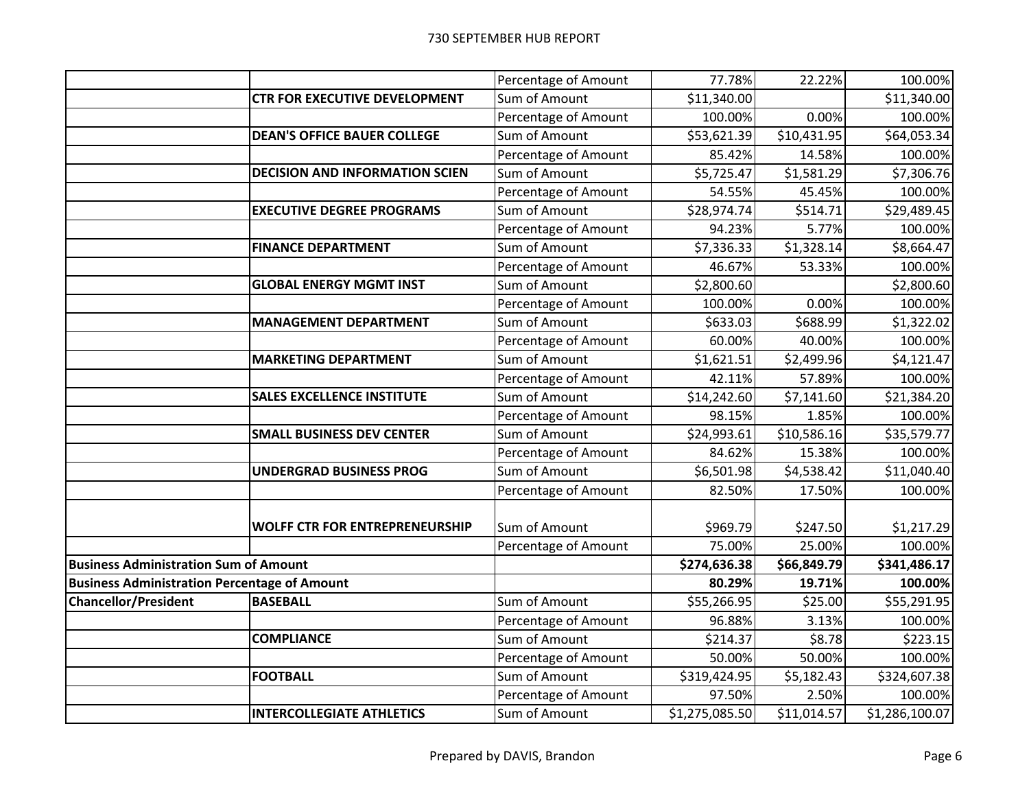| | | Percentage of Amount | 77.78% | 22.22% | 100.00% |
|---|---|---|---|---|---|
| | **CTR FOR EXECUTIVE DEVELOPMENT** | Sum of Amount | $11,340.00 | | $11,340.00 |
| | | Percentage of Amount | 100.00% | 0.00% | 100.00% |
| | **DEAN'S OFFICE BAUER COLLEGE** | Sum of Amount | $53,621.39 | $10,431.95 | $64,053.34 |
| | | Percentage of Amount | 85.42% | 14.58% | 100.00% |
| | **DECISION AND INFORMATION SCIEN** | Sum of Amount | $5,725.47 | $1,581.29 | $7,306.76 |
| | | Percentage of Amount | 54.55% | 45.45% | 100.00% |
| | **EXECUTIVE DEGREE PROGRAMS** | Sum of Amount | $28,974.74 | $514.71 | $29,489.45 |
| | | Percentage of Amount | 94.23% | 5.77% | 100.00% |
| | **FINANCE DEPARTMENT** | Sum of Amount | $7,336.33 | $1,328.14 | $8,664.47 |
| | | Percentage of Amount | 46.67% | 53.33% | 100.00% |
| | **GLOBAL ENERGY MGMT INST** | Sum of Amount | $2,800.60 | | $2,800.60 |
| | | Percentage of Amount | 100.00% | 0.00% | 100.00% |
| | **MANAGEMENT DEPARTMENT** | Sum of Amount | $633.03 | $688.99 | $1,322.02 |
| | | Percentage of Amount | 60.00% | 40.00% | 100.00% |
| | **MARKETING DEPARTMENT** | Sum of Amount | $1,621.51 | $2,499.96 | $4,121.47 |
| | | Percentage of Amount | 42.11% | 57.89% | 100.00% |
| | **SALES EXCELLENCE INSTITUTE** | Sum of Amount | $14,242.60 | $7,141.60 | $21,384.20 |
| | | Percentage of Amount | 98.15% | 1.85% | 100.00% |
| | **SMALL BUSINESS DEV CENTER** | Sum of Amount | $24,993.61 | $10,586.16 | $35,579.77 |
| | | Percentage of Amount | 84.62% | 15.38% | 100.00% |
| | **UNDERGRAD BUSINESS PROG** | Sum of Amount | $6,501.98 | $4,538.42 | $11,040.40 |
| | | Percentage of Amount | 82.50% | 17.50% | 100.00% |
| | **WOLFF CTR FOR ENTREPRENEURSHIP** | Sum of Amount | $969.79 | $247.50 | $1,217.29 |
| | | Percentage of Amount | 75.00% | 25.00% | 100.00% |
| **Business Administration Sum of Amount** | | | **$274,636.38** | **$66,849.79** | **$341,486.17** |
| **Business Administration Percentage of Amount** | | | **80.29%** | **19.71%** | **100.00%** |
| **Chancellor/President** | **BASEBALL** | Sum of Amount | $55,266.95 | $25.00 | $55,291.95 |
| | | Percentage of Amount | 96.88% | 3.13% | 100.00% |
| | **COMPLIANCE** | Sum of Amount | $214.37 | $8.78 | $223.15 |
| | | Percentage of Amount | 50.00% | 50.00% | 100.00% |
| | **FOOTBALL** | Sum of Amount | $319,424.95 | $5,182.43 | $324,607.38 |
| | | Percentage of Amount | 97.50% | 2.50% | 100.00% |
| | **INTERCOLLEGIATE ATHLETICS** | Sum of Amount | $1,275,085.50 | $11,014.57 | $1,286,100.07 |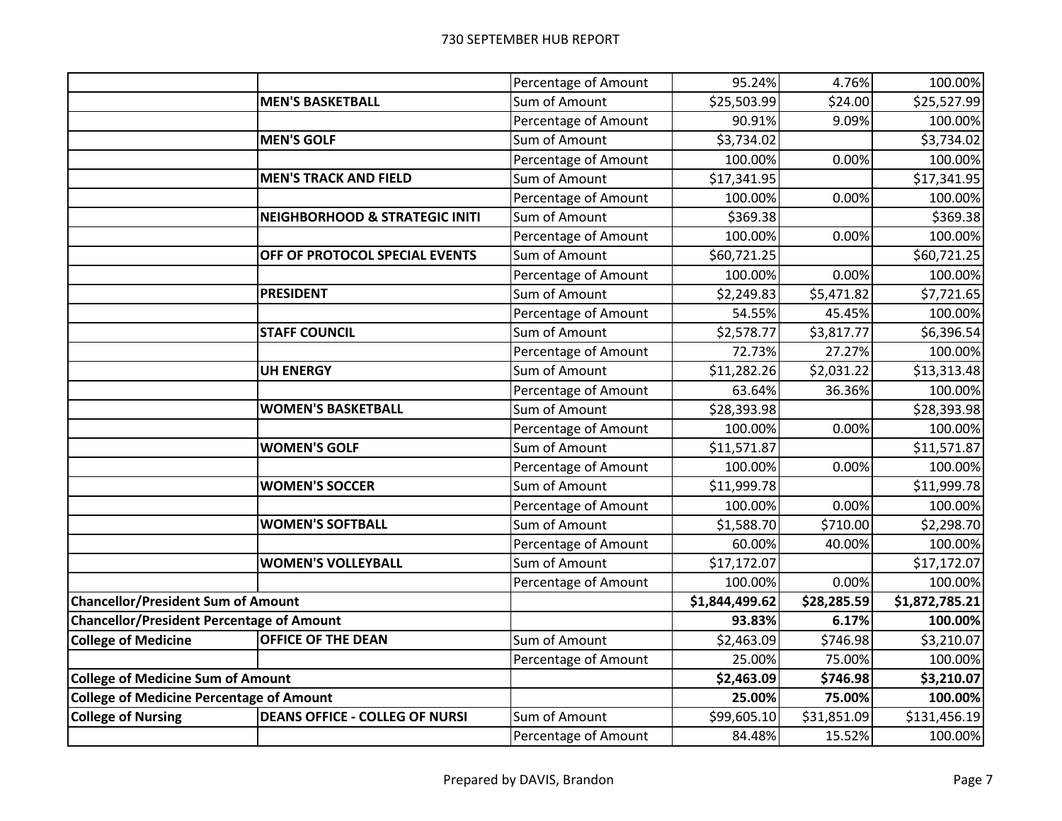| | | | | | |
|---|---|---|---|---|---|
| | | Percentage of Amount | 95.24% | 4.76% | 100.00% |
| | **MEN'S BASKETBALL** | Sum of Amount | $25,503.99 | $24.00 | $25,527.99 |
| | | Percentage of Amount | 90.91% | 9.09% | 100.00% |
| | **MEN'S GOLF** | Sum of Amount | $3,734.02 | | $3,734.02 |
| | | Percentage of Amount | 100.00% | 0.00% | 100.00% |
| | **MEN'S TRACK AND FIELD** | Sum of Amount | $17,341.95 | | $17,341.95 |
| | | Percentage of Amount | 100.00% | 0.00% | 100.00% |
| | **NEIGHBORHOOD & STRATEGIC INITI** | Sum of Amount | $369.38 | | $369.38 |
| | | Percentage of Amount | 100.00% | 0.00% | 100.00% |
| | **OFF OF PROTOCOL SPECIAL EVENTS** | Sum of Amount | $60,721.25 | | $60,721.25 |
| | | Percentage of Amount | 100.00% | 0.00% | 100.00% |
| | **PRESIDENT** | Sum of Amount | $2,249.83 | $5,471.82 | $7,721.65 |
| | | Percentage of Amount | 54.55% | 45.45% | 100.00% |
| | **STAFF COUNCIL** | Sum of Amount | $2,578.77 | $3,817.77 | $6,396.54 |
| | | Percentage of Amount | 72.73% | 27.27% | 100.00% |
| | **UH ENERGY** | Sum of Amount | $11,282.26 | $2,031.22 | $13,313.48 |
| | | Percentage of Amount | 63.64% | 36.36% | 100.00% |
| | **WOMEN'S BASKETBALL** | Sum of Amount | $28,393.98 | | $28,393.98 |
| | | Percentage of Amount | 100.00% | 0.00% | 100.00% |
| | **WOMEN'S GOLF** | Sum of Amount | $11,571.87 | | $11,571.87 |
| | | Percentage of Amount | 100.00% | 0.00% | 100.00% |
| | **WOMEN'S SOCCER** | Sum of Amount | $11,999.78 | | $11,999.78 |
| | | Percentage of Amount | 100.00% | 0.00% | 100.00% |
| | **WOMEN'S SOFTBALL** | Sum of Amount | $1,588.70 | $710.00 | $2,298.70 |
| | | Percentage of Amount | 60.00% | 40.00% | 100.00% |
| | **WOMEN'S VOLLEYBALL** | Sum of Amount | $17,172.07 | | $17,172.07 |
| | | Percentage of Amount | 100.00% | 0.00% | 100.00% |
| **Chancellor/President Sum of Amount** | | | **$1,844,499.62** | **$28,285.59** | **$1,872,785.21** |
| **Chancellor/President Percentage of Amount** | | | **93.83%** | **6.17%** | **100.00%** |
| **College of Medicine** | **OFFICE OF THE DEAN** | Sum of Amount | $2,463.09 | $746.98 | $3,210.07 |
| | | Percentage of Amount | 25.00% | 75.00% | 100.00% |
| **College of Medicine Sum of Amount** | | | **$2,463.09** | **$746.98** | **$3,210.07** |
| **College of Medicine Percentage of Amount** | | | **25.00%** | **75.00%** | **100.00%** |
| **College of Nursing** | **DEANS OFFICE - COLLEG OF NURSI** | Sum of Amount | $99,605.10 | $31,851.09 | $131,456.19 |
| | | Percentage of Amount | 84.48% | 15.52% | 100.00% |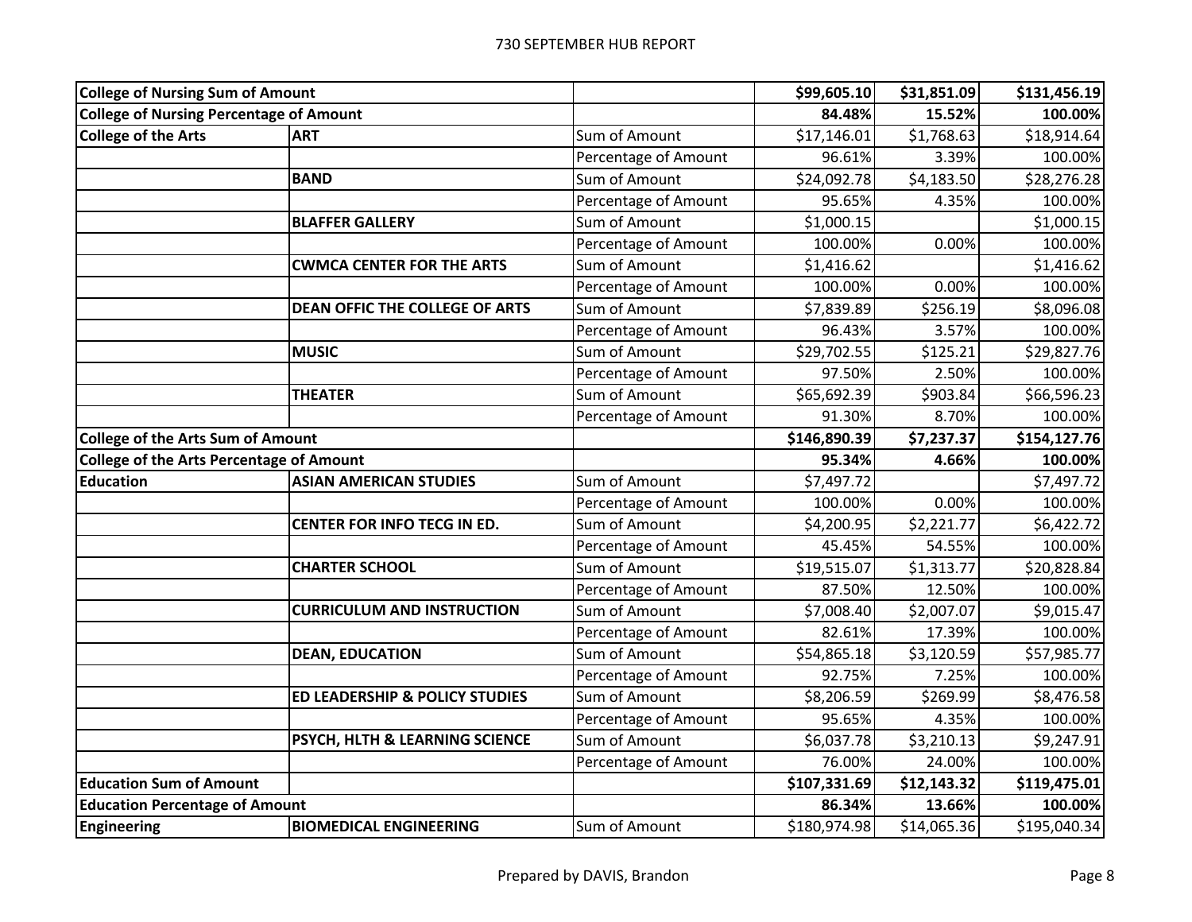| College of Nursing Sum of Amount | | | $99,605.10 | $31,851.09 | $131,456.19 |
|---|---|---|---|---|---|
| **College of Nursing Percentage of Amount** | | | **84.48%** | **15.52%** | **100.00%** |
| **College of the Arts** | **ART** | Sum of Amount | $17,146.01 | $1,768.63 | $18,914.64 |
| | | Percentage of Amount | 96.61% | 3.39% | 100.00% |
| | **BAND** | Sum of Amount | $24,092.78 | $4,183.50 | $28,276.28 |
| | | Percentage of Amount | 95.65% | 4.35% | 100.00% |
| | **BLAFFER GALLERY** | Sum of Amount | $1,000.15 | | $1,000.15 |
| | | Percentage of Amount | 100.00% | 0.00% | 100.00% |
| | **CWMCA CENTER FOR THE ARTS** | Sum of Amount | $1,416.62 | | $1,416.62 |
| | | Percentage of Amount | 100.00% | 0.00% | 100.00% |
| | **DEAN OFFIC THE COLLEGE OF ARTS** | Sum of Amount | $7,839.89 | $256.19 | $8,096.08 |
| | | Percentage of Amount | 96.43% | 3.57% | 100.00% |
| | **MUSIC** | Sum of Amount | $29,702.55 | $125.21 | $29,827.76 |
| | | Percentage of Amount | 97.50% | 2.50% | 100.00% |
| | **THEATER** | Sum of Amount | $65,692.39 | $903.84 | $66,596.23 |
| | | Percentage of Amount | 91.30% | 8.70% | 100.00% |
| **College of the Arts Sum of Amount** | | | **$146,890.39** | **$7,237.37** | **$154,127.76** |
| **College of the Arts Percentage of Amount** | | | **95.34%** | **4.66%** | **100.00%** |
| **Education** | **ASIAN AMERICAN STUDIES** | Sum of Amount | $7,497.72 | | $7,497.72 |
| | | Percentage of Amount | 100.00% | 0.00% | 100.00% |
| | **CENTER FOR INFO TECG IN ED.** | Sum of Amount | $4,200.95 | $2,221.77 | $6,422.72 |
| | | Percentage of Amount | 45.45% | 54.55% | 100.00% |
| | **CHARTER SCHOOL** | Sum of Amount | $19,515.07 | $1,313.77 | $20,828.84 |
| | | Percentage of Amount | 87.50% | 12.50% | 100.00% |
| | **CURRICULUM AND INSTRUCTION** | Sum of Amount | $7,008.40 | $2,007.07 | $9,015.47 |
| | | Percentage of Amount | 82.61% | 17.39% | 100.00% |
| | **DEAN, EDUCATION** | Sum of Amount | $54,865.18 | $3,120.59 | $57,985.77 |
| | | Percentage of Amount | 92.75% | 7.25% | 100.00% |
| | **ED LEADERSHIP & POLICY STUDIES** | Sum of Amount | $8,206.59 | $269.99 | $8,476.58 |
| | | Percentage of Amount | 95.65% | 4.35% | 100.00% |
| | **PSYCH, HLTH & LEARNING SCIENCE** | Sum of Amount | $6,037.78 | $3,210.13 | $9,247.91 |
| | | Percentage of Amount | 76.00% | 24.00% | 100.00% |
| **Education Sum of Amount** | | | **$107,331.69** | **$12,143.32** | **$119,475.01** |
| **Education Percentage of Amount** | | | **86.34%** | **13.66%** | **100.00%** |
| **Engineering** | **BIOMEDICAL ENGINEERING** | Sum of Amount | $180,974.98 | $14,065.36 | $195,040.34 |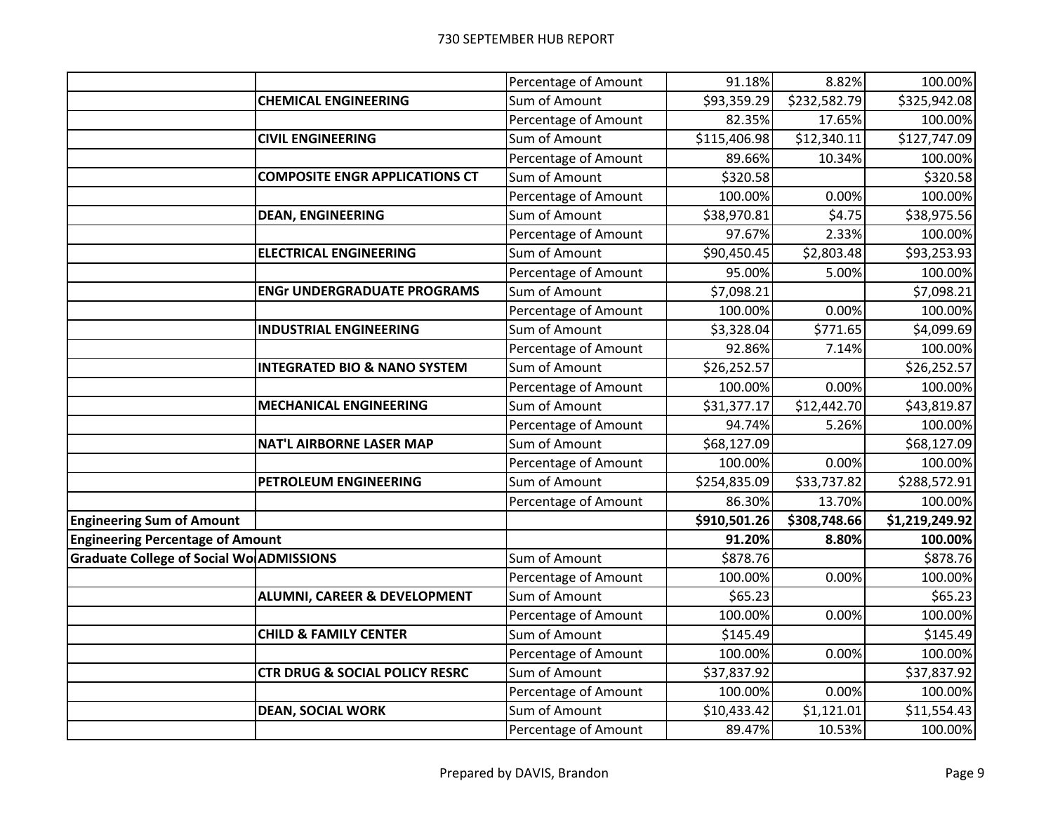| | | | | | |
|---|---|---|---|---|---|
| | | Percentage of Amount | 91.18% | 8.82% | 100.00% |
| | **CHEMICAL ENGINEERING** | Sum of Amount | $93,359.29 | $232,582.79 | $325,942.08 |
| | | Percentage of Amount | 82.35% | 17.65% | 100.00% |
| | **CIVIL ENGINEERING** | Sum of Amount | $115,406.98 | $12,340.11 | $127,747.09 |
| | | Percentage of Amount | 89.66% | 10.34% | 100.00% |
| | **COMPOSITE ENGR APPLICATIONS CT** | Sum of Amount | $320.58 | | $320.58 |
| | | Percentage of Amount | 100.00% | 0.00% | 100.00% |
| | **DEAN, ENGINEERING** | Sum of Amount | $38,970.81 | $4.75 | $38,975.56 |
| | | Percentage of Amount | 97.67% | 2.33% | 100.00% |
| | **ELECTRICAL ENGINEERING** | Sum of Amount | $90,450.45 | $2,803.48 | $93,253.93 |
| | | Percentage of Amount | 95.00% | 5.00% | 100.00% |
| | **ENGr UNDERGRADUATE PROGRAMS** | Sum of Amount | $7,098.21 | | $7,098.21 |
| | | Percentage of Amount | 100.00% | 0.00% | 100.00% |
| | **INDUSTRIAL ENGINEERING** | Sum of Amount | $3,328.04 | $771.65 | $4,099.69 |
| | | Percentage of Amount | 92.86% | 7.14% | 100.00% |
| | **INTEGRATED BIO & NANO SYSTEM** | Sum of Amount | $26,252.57 | | $26,252.57 |
| | | Percentage of Amount | 100.00% | 0.00% | 100.00% |
| | **MECHANICAL ENGINEERING** | Sum of Amount | $31,377.17 | $12,442.70 | $43,819.87 |
| | | Percentage of Amount | 94.74% | 5.26% | 100.00% |
| | **NAT'L AIRBORNE LASER MAP** | Sum of Amount | $68,127.09 | | $68,127.09 |
| | | Percentage of Amount | 100.00% | 0.00% | 100.00% |
| | **PETROLEUM ENGINEERING** | Sum of Amount | $254,835.09 | $33,737.82 | $288,572.91 |
| | | Percentage of Amount | 86.30% | 13.70% | 100.00% |
| **Engineering Sum of Amount** | | | **$910,501.26** | **$308,748.66** | **$1,219,249.92** |
| **Engineering Percentage of Amount** | | | **91.20%** | **8.80%** | **100.00%** |
| **Graduate College of Social Wo** | **ADMISSIONS** | Sum of Amount | $878.76 | | $878.76 |
| | | Percentage of Amount | 100.00% | 0.00% | 100.00% |
| | **ALUMNI, CAREER & DEVELOPMENT** | Sum of Amount | $65.23 | | $65.23 |
| | | Percentage of Amount | 100.00% | 0.00% | 100.00% |
| | **CHILD & FAMILY CENTER** | Sum of Amount | $145.49 | | $145.49 |
| | | Percentage of Amount | 100.00% | 0.00% | 100.00% |
| | **CTR DRUG & SOCIAL POLICY RESRC** | Sum of Amount | $37,837.92 | | $37,837.92 |
| | | Percentage of Amount | 100.00% | 0.00% | 100.00% |
| | **DEAN, SOCIAL WORK** | Sum of Amount | $10,433.42 | $1,121.01 | $11,554.43 |
| | | Percentage of Amount | 89.47% | 10.53% | 100.00% |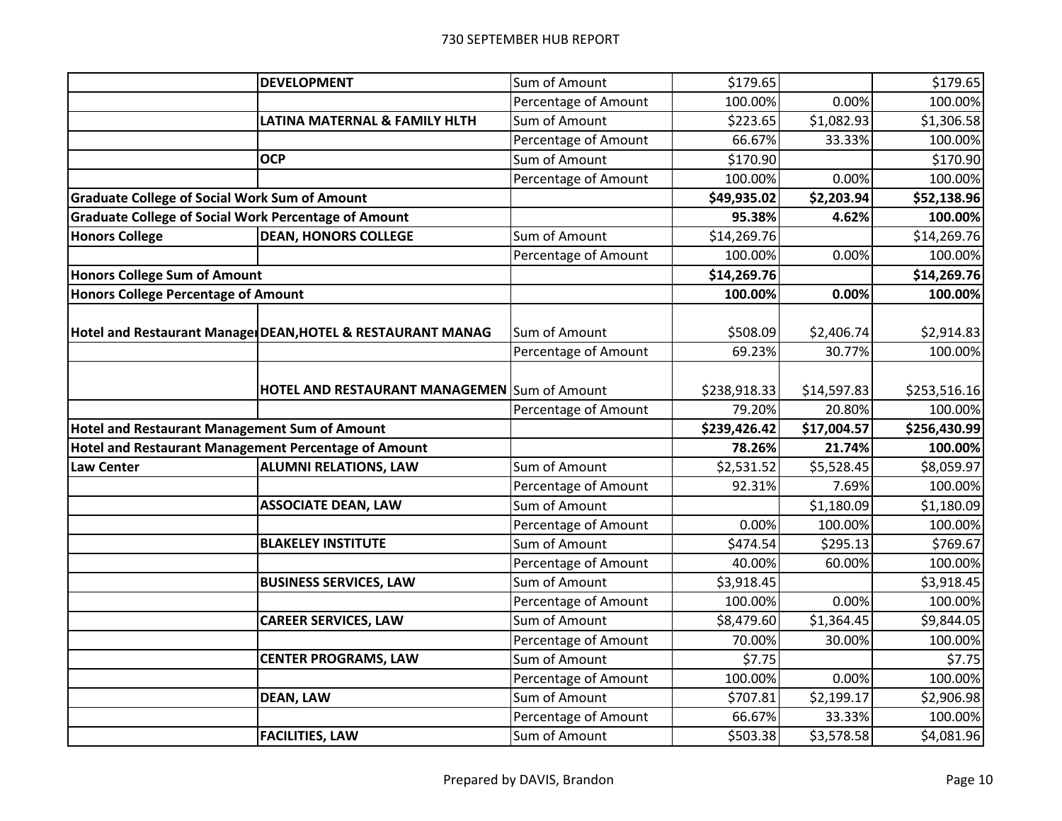| | | | | | |
|---|---|---|---|---|---|
| | **DEVELOPMENT** | Sum of Amount | $179.65 | | $179.65 |
| | | Percentage of Amount | 100.00% | 0.00% | 100.00% |
| | **LATINA MATERNAL & FAMILY HLTH** | Sum of Amount | $223.65 | $1,082.93 | $1,306.58 |
| | | Percentage of Amount | 66.67% | 33.33% | 100.00% |
| | **OCP** | Sum of Amount | $170.90 | | $170.90 |
| | | Percentage of Amount | 100.00% | 0.00% | 100.00% |
| **Graduate College of Social Work Sum of Amount** | | | **$49,935.02** | **$2,203.94** | **$52,138.96** |
| **Graduate College of Social Work Percentage of Amount** | | | **95.38%** | **4.62%** | **100.00%** |
| **Honors College** | **DEAN, HONORS COLLEGE** | Sum of Amount | $14,269.76 | | $14,269.76 |
| | | Percentage of Amount | 100.00% | 0.00% | 100.00% |
| **Honors College Sum of Amount** | | | **$14,269.76** | | **$14,269.76** |
| **Honors College Percentage of Amount** | | | **100.00%** | **0.00%** | **100.00%** |
| **Hotel and Restaurant Manage** | **DEAN,HOTEL & RESTAURANT MANAG** | Sum of Amount | $508.09 | $2,406.74 | $2,914.83 |
| | | Percentage of Amount | 69.23% | 30.77% | 100.00% |
| | **HOTEL AND RESTAURANT MANAGEMEN** | Sum of Amount | $238,918.33 | $14,597.83 | $253,516.16 |
| | | Percentage of Amount | 79.20% | 20.80% | 100.00% |
| **Hotel and Restaurant Management Sum of Amount** | | | **$239,426.42** | **$17,004.57** | **$256,430.99** |
| **Hotel and Restaurant Management Percentage of Amount** | | | **78.26%** | **21.74%** | **100.00%** |
| **Law Center** | **ALUMNI RELATIONS, LAW** | Sum of Amount | $2,531.52 | $5,528.45 | $8,059.97 |
| | | Percentage of Amount | 92.31% | 7.69% | 100.00% |
| | **ASSOCIATE DEAN, LAW** | Sum of Amount | | $1,180.09 | $1,180.09 |
| | | Percentage of Amount | 0.00% | 100.00% | 100.00% |
| | **BLAKELEY INSTITUTE** | Sum of Amount | $474.54 | $295.13 | $769.67 |
| | | Percentage of Amount | 40.00% | 60.00% | 100.00% |
| | **BUSINESS SERVICES, LAW** | Sum of Amount | $3,918.45 | | $3,918.45 |
| | | Percentage of Amount | 100.00% | 0.00% | 100.00% |
| | **CAREER SERVICES, LAW** | Sum of Amount | $8,479.60 | $1,364.45 | $9,844.05 |
| | | Percentage of Amount | 70.00% | 30.00% | 100.00% |
| | **CENTER PROGRAMS, LAW** | Sum of Amount | $7.75 | | $7.75 |
| | | Percentage of Amount | 100.00% | 0.00% | 100.00% |
| | **DEAN, LAW** | Sum of Amount | $707.81 | $2,199.17 | $2,906.98 |
| | | Percentage of Amount | 66.67% | 33.33% | 100.00% |
| | **FACILITIES, LAW** | Sum of Amount | $503.38 | $3,578.58 | $4,081.96 |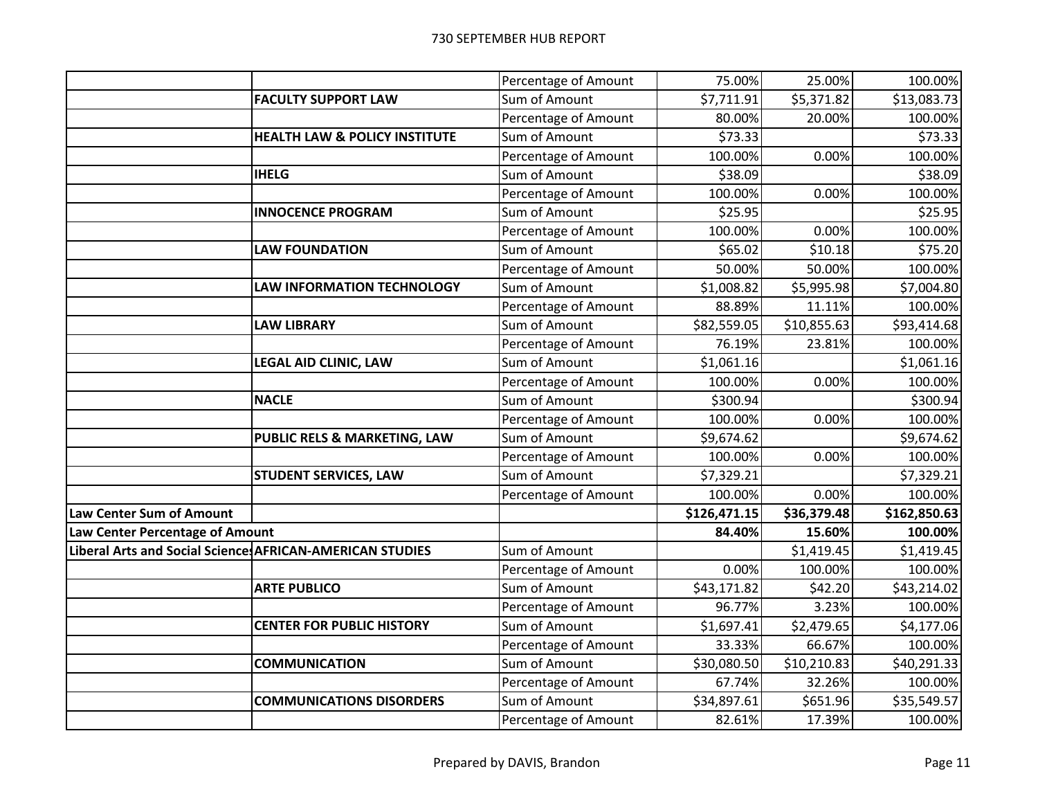| | | | | | |
|---|---|---|---|---|---|
| | | Percentage of Amount | 75.00% | 25.00% | 100.00% |
| | **FACULTY SUPPORT LAW** | Sum of Amount | $7,711.91 | $5,371.82 | $13,083.73 |
| | | Percentage of Amount | 80.00% | 20.00% | 100.00% |
| | **HEALTH LAW & POLICY INSTITUTE** | Sum of Amount | $73.33 | | $73.33 |
| | | Percentage of Amount | 100.00% | 0.00% | 100.00% |
| | **IHELG** | Sum of Amount | $38.09 | | $38.09 |
| | | Percentage of Amount | 100.00% | 0.00% | 100.00% |
| | **INNOCENCE PROGRAM** | Sum of Amount | $25.95 | | $25.95 |
| | | Percentage of Amount | 100.00% | 0.00% | 100.00% |
| | **LAW FOUNDATION** | Sum of Amount | $65.02 | $10.18 | $75.20 |
| | | Percentage of Amount | 50.00% | 50.00% | 100.00% |
| | **LAW INFORMATION TECHNOLOGY** | Sum of Amount | $1,008.82 | $5,995.98 | $7,004.80 |
| | | Percentage of Amount | 88.89% | 11.11% | 100.00% |
| | **LAW LIBRARY** | Sum of Amount | $82,559.05 | $10,855.63 | $93,414.68 |
| | | Percentage of Amount | 76.19% | 23.81% | 100.00% |
| | **LEGAL AID CLINIC, LAW** | Sum of Amount | $1,061.16 | | $1,061.16 |
| | | Percentage of Amount | 100.00% | 0.00% | 100.00% |
| | **NACLE** | Sum of Amount | $300.94 | | $300.94 |
| | | Percentage of Amount | 100.00% | 0.00% | 100.00% |
| | **PUBLIC RELS & MARKETING, LAW** | Sum of Amount | $9,674.62 | | $9,674.62 |
| | | Percentage of Amount | 100.00% | 0.00% | 100.00% |
| | **STUDENT SERVICES, LAW** | Sum of Amount | $7,329.21 | | $7,329.21 |
| | | Percentage of Amount | 100.00% | 0.00% | 100.00% |
| **Law Center Sum of Amount** | | | **$126,471.15** | **$36,379.48** | **$162,850.63** |
| **Law Center Percentage of Amount** | | | **84.40%** | **15.60%** | **100.00%** |
| **Liberal Arts and Social Sciences** | **AFRICAN-AMERICAN STUDIES** | Sum of Amount | | $1,419.45 | $1,419.45 |
| | | Percentage of Amount | 0.00% | 100.00% | 100.00% |
| | **ARTE PUBLICO** | Sum of Amount | $43,171.82 | $42.20 | $43,214.02 |
| | | Percentage of Amount | 96.77% | 3.23% | 100.00% |
| | **CENTER FOR PUBLIC HISTORY** | Sum of Amount | $1,697.41 | $2,479.65 | $4,177.06 |
| | | Percentage of Amount | 33.33% | 66.67% | 100.00% |
| | **COMMUNICATION** | Sum of Amount | $30,080.50 | $10,210.83 | $40,291.33 |
| | | Percentage of Amount | 67.74% | 32.26% | 100.00% |
| | **COMMUNICATIONS DISORDERS** | Sum of Amount | $34,897.61 | $651.96 | $35,549.57 |
| | | Percentage of Amount | 82.61% | 17.39% | 100.00% |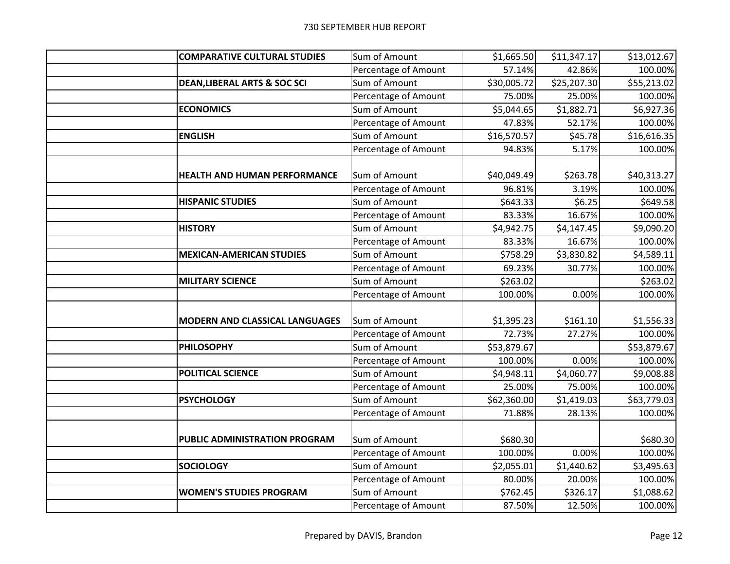# 730 SEPTEMBER HUB REPORT

| | | | | | |
|---|---|---|---|---|---|
| | **COMPARATIVE CULTURAL STUDIES** | Sum of Amount | $1,665.50 | $11,347.17 | $13,012.67 |
| | | Percentage of Amount | 57.14% | 42.86% | 100.00% |
| | **DEAN,LIBERAL ARTS & SOC SCI** | Sum of Amount | $30,005.72 | $25,207.30 | $55,213.02 |
| | | Percentage of Amount | 75.00% | 25.00% | 100.00% |
| | **ECONOMICS** | Sum of Amount | $5,044.65 | $1,882.71 | $6,927.36 |
| | | Percentage of Amount | 47.83% | 52.17% | 100.00% |
| | **ENGLISH** | Sum of Amount | $16,570.57 | $45.78 | $16,616.35 |
| | | Percentage of Amount | 94.83% | 5.17% | 100.00% |
| | **HEALTH AND HUMAN PERFORMANCE** | Sum of Amount | $40,049.49 | $263.78 | $40,313.27 |
| | | Percentage of Amount | 96.81% | 3.19% | 100.00% |
| | **HISPANIC STUDIES** | Sum of Amount | $643.33 | $6.25 | $649.58 |
| | | Percentage of Amount | 83.33% | 16.67% | 100.00% |
| | **HISTORY** | Sum of Amount | $4,942.75 | $4,147.45 | $9,090.20 |
| | | Percentage of Amount | 83.33% | 16.67% | 100.00% |
| | **MEXICAN-AMERICAN STUDIES** | Sum of Amount | $758.29 | $3,830.82 | $4,589.11 |
| | | Percentage of Amount | 69.23% | 30.77% | 100.00% |
| | **MILITARY SCIENCE** | Sum of Amount | $263.02 | | $263.02 |
| | | Percentage of Amount | 100.00% | 0.00% | 100.00% |
| | **MODERN AND CLASSICAL LANGUAGES** | Sum of Amount | $1,395.23 | $161.10 | $1,556.33 |
| | | Percentage of Amount | 72.73% | 27.27% | 100.00% |
| | **PHILOSOPHY** | Sum of Amount | $53,879.67 | | $53,879.67 |
| | | Percentage of Amount | 100.00% | 0.00% | 100.00% |
| | **POLITICAL SCIENCE** | Sum of Amount | $4,948.11 | $4,060.77 | $9,008.88 |
| | | Percentage of Amount | 25.00% | 75.00% | 100.00% |
| | **PSYCHOLOGY** | Sum of Amount | $62,360.00 | $1,419.03 | $63,779.03 |
| | | Percentage of Amount | 71.88% | 28.13% | 100.00% |
| | **PUBLIC ADMINISTRATION PROGRAM** | Sum of Amount | $680.30 | | $680.30 |
| | | Percentage of Amount | 100.00% | 0.00% | 100.00% |
| | **SOCIOLOGY** | Sum of Amount | $2,055.01 | $1,440.62 | $3,495.63 |
| | | Percentage of Amount | 80.00% | 20.00% | 100.00% |
| | **WOMEN'S STUDIES PROGRAM** | Sum of Amount | $762.45 | $326.17 | $1,088.62 |
| | | Percentage of Amount | 87.50% | 12.50% | 100.00% |

Prepared by DAVIS, Brandon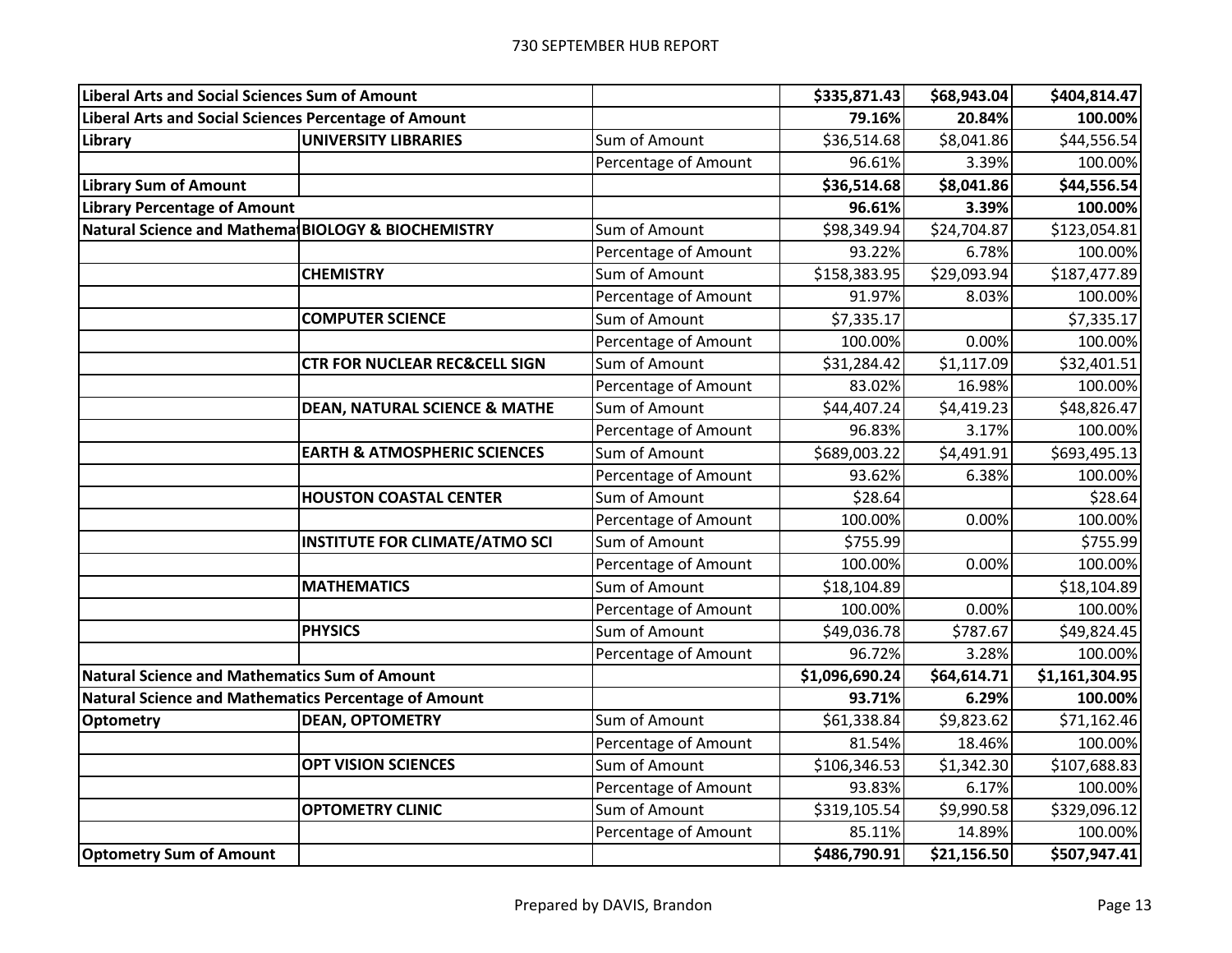| Liberal Arts and Social Sciences Sum of Amount | | | **$335,871.43** | **$68,943.04** | **$404,814.47** |
|---|---|---|---|---|---|
| **Liberal Arts and Social Sciences Percentage of Amount** | | | **79.16%** | **20.84%** | **100.00%** |
| **Library** | **UNIVERSITY LIBRARIES** | Sum of Amount | $36,514.68 | $8,041.86 | $44,556.54 |
| | | Percentage of Amount | 96.61% | 3.39% | 100.00% |
| **Library Sum of Amount** | | | **$36,514.68** | **$8,041.86** | **$44,556.54** |
| **Library Percentage of Amount** | | | **96.61%** | **3.39%** | **100.00%** |
| **Natural Science and Mathemat** | **BIOLOGY & BIOCHEMISTRY** | Sum of Amount | $98,349.94 | $24,704.87 | $123,054.81 |
| | | Percentage of Amount | 93.22% | 6.78% | 100.00% |
| | **CHEMISTRY** | Sum of Amount | $158,383.95 | $29,093.94 | $187,477.89 |
| | | Percentage of Amount | 91.97% | 8.03% | 100.00% |
| | **COMPUTER SCIENCE** | Sum of Amount | $7,335.17 | | $7,335.17 |
| | | Percentage of Amount | 100.00% | 0.00% | 100.00% |
| | **CTR FOR NUCLEAR REC&CELL SIGN** | Sum of Amount | $31,284.42 | $1,117.09 | $32,401.51 |
| | | Percentage of Amount | 83.02% | 16.98% | 100.00% |
| | **DEAN, NATURAL SCIENCE & MATHE** | Sum of Amount | $44,407.24 | $4,419.23 | $48,826.47 |
| | | Percentage of Amount | 96.83% | 3.17% | 100.00% |
| | **EARTH & ATMOSPHERIC SCIENCES** | Sum of Amount | $689,003.22 | $4,491.91 | $693,495.13 |
| | | Percentage of Amount | 93.62% | 6.38% | 100.00% |
| | **HOUSTON COASTAL CENTER** | Sum of Amount | $28.64 | | $28.64 |
| | | Percentage of Amount | 100.00% | 0.00% | 100.00% |
| | **INSTITUTE FOR CLIMATE/ATMO SCI** | Sum of Amount | $755.99 | | $755.99 |
| | | Percentage of Amount | 100.00% | 0.00% | 100.00% |
| | **MATHEMATICS** | Sum of Amount | $18,104.89 | | $18,104.89 |
| | | Percentage of Amount | 100.00% | 0.00% | 100.00% |
| | **PHYSICS** | Sum of Amount | $49,036.78 | $787.67 | $49,824.45 |
| | | Percentage of Amount | 96.72% | 3.28% | 100.00% |
| **Natural Science and Mathematics Sum of Amount** | | | **$1,096,690.24** | **$64,614.71** | **$1,161,304.95** |
| **Natural Science and Mathematics Percentage of Amount** | | | **93.71%** | **6.29%** | **100.00%** |
| **Optometry** | **DEAN, OPTOMETRY** | Sum of Amount | $61,338.84 | $9,823.62 | $71,162.46 |
| | | Percentage of Amount | 81.54% | 18.46% | 100.00% |
| | **OPT VISION SCIENCES** | Sum of Amount | $106,346.53 | $1,342.30 | $107,688.83 |
| | | Percentage of Amount | 93.83% | 6.17% | 100.00% |
| | **OPTOMETRY CLINIC** | Sum of Amount | $319,105.54 | $9,990.58 | $329,096.12 |
| | | Percentage of Amount | 85.11% | 14.89% | 100.00% |
| **Optometry Sum of Amount** | | | **$486,790.91** | **$21,156.50** | **$507,947.41** |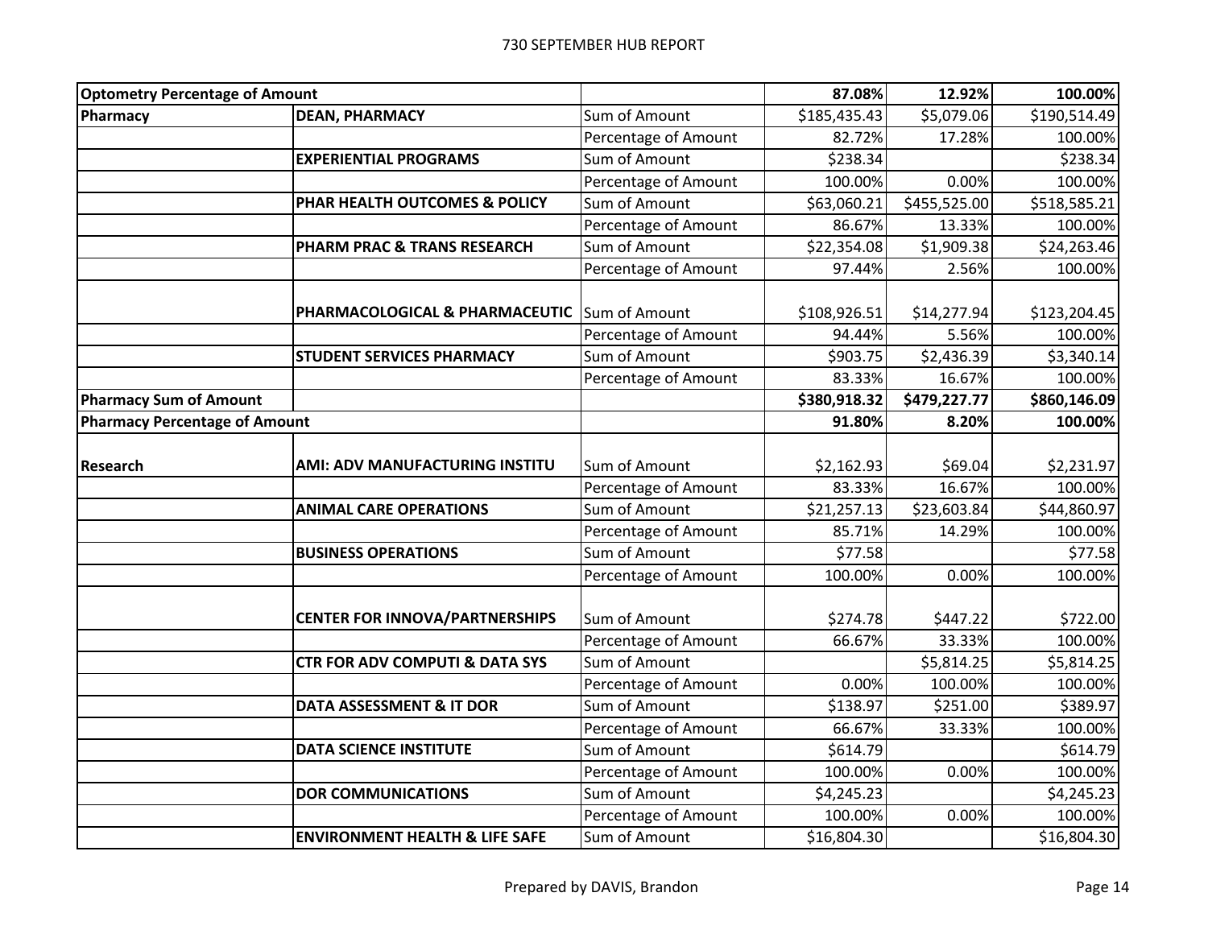| Optometry Percentage of Amount | | | 87.08% | 12.92% | 100.00% |
|---|---|---|---|---|---|
| Pharmacy | DEAN, PHARMACY | Sum of Amount | $185,435.43 | $5,079.06 | $190,514.49 |
| | | Percentage of Amount | 82.72% | 17.28% | 100.00% |
| | EXPERIENTIAL PROGRAMS | Sum of Amount | $238.34 | | $238.34 |
| | | Percentage of Amount | 100.00% | 0.00% | 100.00% |
| | PHAR HEALTH OUTCOMES & POLICY | Sum of Amount | $63,060.21 | $455,525.00 | $518,585.21 |
| | | Percentage of Amount | 86.67% | 13.33% | 100.00% |
| | PHARM PRAC & TRANS RESEARCH | Sum of Amount | $22,354.08 | $1,909.38 | $24,263.46 |
| | | Percentage of Amount | 97.44% | 2.56% | 100.00% |
| | PHARMACOLOGICAL & PHARMACEUTIC | Sum of Amount | $108,926.51 | $14,277.94 | $123,204.45 |
| | | Percentage of Amount | 94.44% | 5.56% | 100.00% |
| | STUDENT SERVICES PHARMACY | Sum of Amount | $903.75 | $2,436.39 | $3,340.14 |
| | | Percentage of Amount | 83.33% | 16.67% | 100.00% |
| **Pharmacy Sum of Amount** | | | **$380,918.32** | **$479,227.77** | **$860,146.09** |
| **Pharmacy Percentage of Amount** | | | **91.80%** | **8.20%** | **100.00%** |
| Research | AMI: ADV MANUFACTURING INSTITU | Sum of Amount | $2,162.93 | $69.04 | $2,231.97 |
| | | Percentage of Amount | 83.33% | 16.67% | 100.00% |
| | ANIMAL CARE OPERATIONS | Sum of Amount | $21,257.13 | $23,603.84 | $44,860.97 |
| | | Percentage of Amount | 85.71% | 14.29% | 100.00% |
| | BUSINESS OPERATIONS | Sum of Amount | $77.58 | | $77.58 |
| | | Percentage of Amount | 100.00% | 0.00% | 100.00% |
| | CENTER FOR INNOVA/PARTNERSHIPS | Sum of Amount | $274.78 | $447.22 | $722.00 |
| | | Percentage of Amount | 66.67% | 33.33% | 100.00% |
| | CTR FOR ADV COMPUTI & DATA SYS | Sum of Amount | | $5,814.25 | $5,814.25 |
| | | Percentage of Amount | 0.00% | 100.00% | 100.00% |
| | DATA ASSESSMENT & IT DOR | Sum of Amount | $138.97 | $251.00 | $389.97 |
| | | Percentage of Amount | 66.67% | 33.33% | 100.00% |
| | DATA SCIENCE INSTITUTE | Sum of Amount | $614.79 | | $614.79 |
| | | Percentage of Amount | 100.00% | 0.00% | 100.00% |
| | DOR COMMUNICATIONS | Sum of Amount | $4,245.23 | | $4,245.23 |
| | | Percentage of Amount | 100.00% | 0.00% | 100.00% |
| | ENVIRONMENT HEALTH & LIFE SAFE | Sum of Amount | $16,804.30 | | $16,804.30 |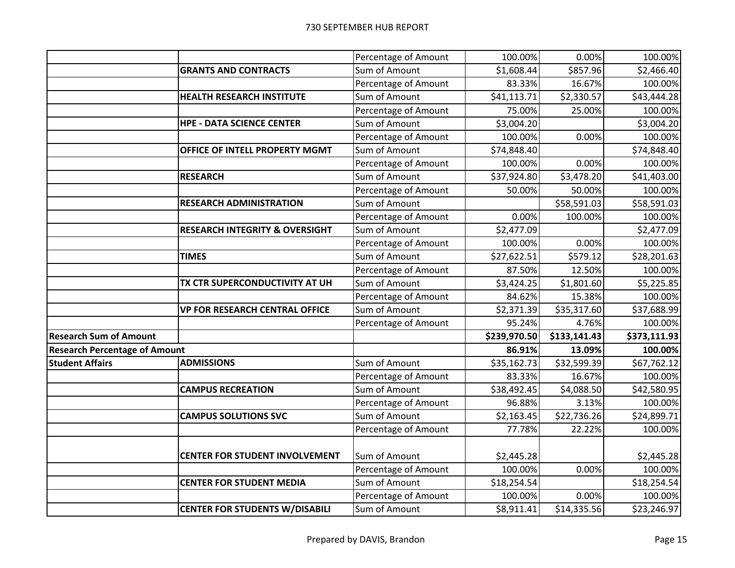| | | | | | |
|---|---|---|---|---|---|
| | | Percentage of Amount | 100.00% | 0.00% | 100.00% |
| | **GRANTS AND CONTRACTS** | Sum of Amount | $1,608.44 | $857.96 | $2,466.40 |
| | | Percentage of Amount | 83.33% | 16.67% | 100.00% |
| | **HEALTH RESEARCH INSTITUTE** | Sum of Amount | $41,113.71 | $2,330.57 | $43,444.28 |
| | | Percentage of Amount | 75.00% | 25.00% | 100.00% |
| | **HPE - DATA SCIENCE CENTER** | Sum of Amount | $3,004.20 | | $3,004.20 |
| | | Percentage of Amount | 100.00% | 0.00% | 100.00% |
| | **OFFICE OF INTELL PROPERTY MGMT** | Sum of Amount | $74,848.40 | | $74,848.40 |
| | | Percentage of Amount | 100.00% | 0.00% | 100.00% |
| | **RESEARCH** | Sum of Amount | $37,924.80 | $3,478.20 | $41,403.00 |
| | | Percentage of Amount | 50.00% | 50.00% | 100.00% |
| | **RESEARCH ADMINISTRATION** | Sum of Amount | | $58,591.03 | $58,591.03 |
| | | Percentage of Amount | 0.00% | 100.00% | 100.00% |
| | **RESEARCH INTEGRITY & OVERSIGHT** | Sum of Amount | $2,477.09 | | $2,477.09 |
| | | Percentage of Amount | 100.00% | 0.00% | 100.00% |
| | **TIMES** | Sum of Amount | $27,622.51 | $579.12 | $28,201.63 |
| | | Percentage of Amount | 87.50% | 12.50% | 100.00% |
| | **TX CTR SUPERCONDUCTIVITY AT UH** | Sum of Amount | $3,424.25 | $1,801.60 | $5,225.85 |
| | | Percentage of Amount | 84.62% | 15.38% | 100.00% |
| | **VP FOR RESEARCH CENTRAL OFFICE** | Sum of Amount | $2,371.39 | $35,317.60 | $37,688.99 |
| | | Percentage of Amount | 95.24% | 4.76% | 100.00% |
| **Research Sum of Amount** | | | **$239,970.50** | **$133,141.43** | **$373,111.93** |
| **Research Percentage of Amount** | | | **86.91%** | **13.09%** | **100.00%** |
| **Student Affairs** | **ADMISSIONS** | Sum of Amount | $35,162.73 | $32,599.39 | $67,762.12 |
| | | Percentage of Amount | 83.33% | 16.67% | 100.00% |
| | **CAMPUS RECREATION** | Sum of Amount | $38,492.45 | $4,088.50 | $42,580.95 |
| | | Percentage of Amount | 96.88% | 3.13% | 100.00% |
| | **CAMPUS SOLUTIONS SVC** | Sum of Amount | $2,163.45 | $22,736.26 | $24,899.71 |
| | | Percentage of Amount | 77.78% | 22.22% | 100.00% |
| | **CENTER FOR STUDENT INVOLVEMENT** | Sum of Amount | $2,445.28 | | $2,445.28 |
| | | Percentage of Amount | 100.00% | 0.00% | 100.00% |
| | **CENTER FOR STUDENT MEDIA** | Sum of Amount | $18,254.54 | | $18,254.54 |
| | | Percentage of Amount | 100.00% | 0.00% | 100.00% |
| | **CENTER FOR STUDENTS W/DISABILI** | Sum of Amount | $8,911.41 | $14,335.56 | $23,246.97 |

Prepared by DAVIS, Brandon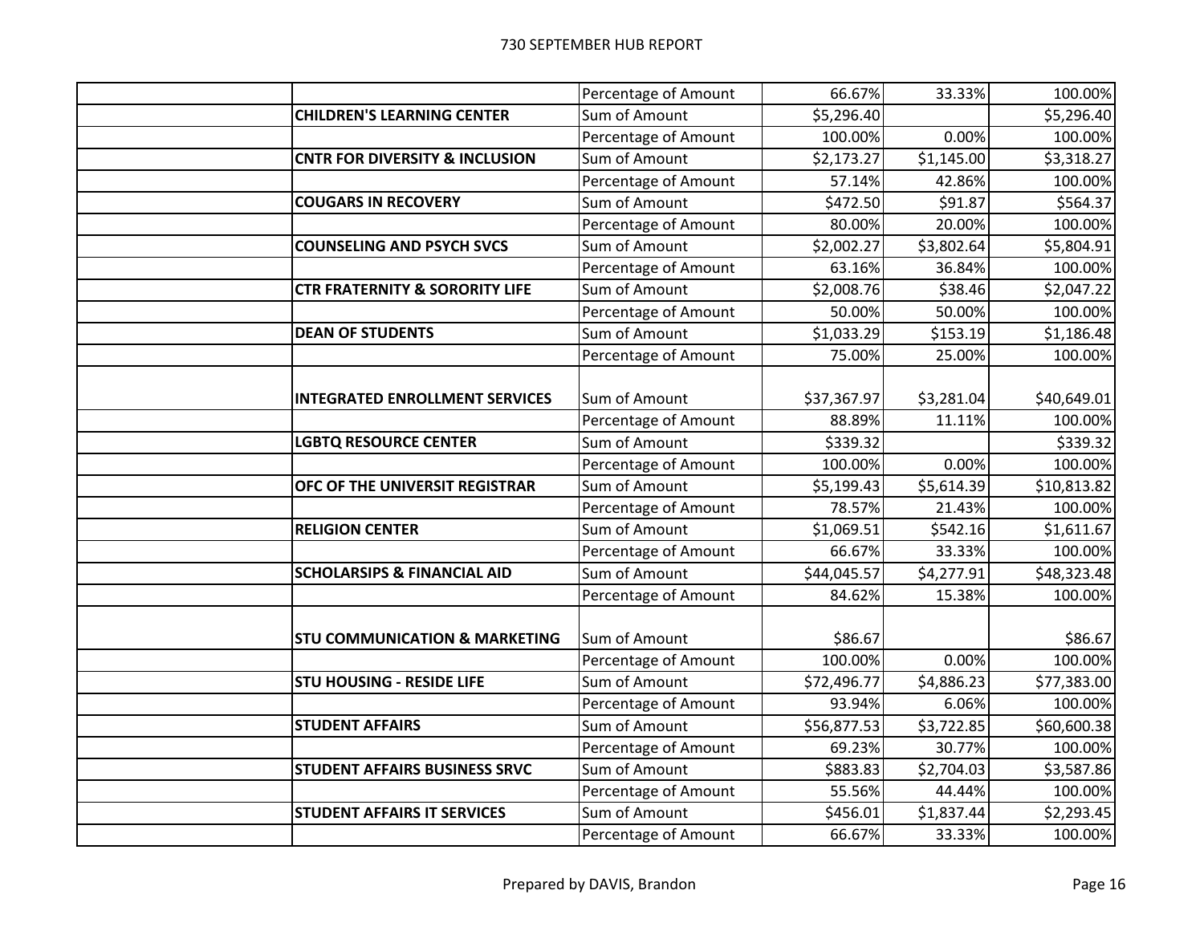| | | | | | |
|---|---|---|---|---|---|
| | | Percentage of Amount | 66.67% | 33.33% | 100.00% |
| | **CHILDREN'S LEARNING CENTER** | Sum of Amount | $5,296.40 | | $5,296.40 |
| | | Percentage of Amount | 100.00% | 0.00% | 100.00% |
| | **CNTR FOR DIVERSITY & INCLUSION** | Sum of Amount | $2,173.27 | $1,145.00 | $3,318.27 |
| | | Percentage of Amount | 57.14% | 42.86% | 100.00% |
| | **COUGARS IN RECOVERY** | Sum of Amount | $472.50 | $91.87 | $564.37 |
| | | Percentage of Amount | 80.00% | 20.00% | 100.00% |
| | **COUNSELING AND PSYCH SVCS** | Sum of Amount | $2,002.27 | $3,802.64 | $5,804.91 |
| | | Percentage of Amount | 63.16% | 36.84% | 100.00% |
| | **CTR FRATERNITY & SORORITY LIFE** | Sum of Amount | $2,008.76 | $38.46 | $2,047.22 |
| | | Percentage of Amount | 50.00% | 50.00% | 100.00% |
| | **DEAN OF STUDENTS** | Sum of Amount | $1,033.29 | $153.19 | $1,186.48 |
| | | Percentage of Amount | 75.00% | 25.00% | 100.00% |
| | **INTEGRATED ENROLLMENT SERVICES** | Sum of Amount | $37,367.97 | $3,281.04 | $40,649.01 |
| | | Percentage of Amount | 88.89% | 11.11% | 100.00% |
| | **LGBTQ RESOURCE CENTER** | Sum of Amount | $339.32 | | $339.32 |
| | | Percentage of Amount | 100.00% | 0.00% | 100.00% |
| | **OFC OF THE UNIVERSIT REGISTRAR** | Sum of Amount | $5,199.43 | $5,614.39 | $10,813.82 |
| | | Percentage of Amount | 78.57% | 21.43% | 100.00% |
| | **RELIGION CENTER** | Sum of Amount | $1,069.51 | $542.16 | $1,611.67 |
| | | Percentage of Amount | 66.67% | 33.33% | 100.00% |
| | **SCHOLARSIPS & FINANCIAL AID** | Sum of Amount | $44,045.57 | $4,277.91 | $48,323.48 |
| | | Percentage of Amount | 84.62% | 15.38% | 100.00% |
| | **STU COMMUNICATION & MARKETING** | Sum of Amount | $86.67 | | $86.67 |
| | | Percentage of Amount | 100.00% | 0.00% | 100.00% |
| | **STU HOUSING - RESIDE LIFE** | Sum of Amount | $72,496.77 | $4,886.23 | $77,383.00 |
| | | Percentage of Amount | 93.94% | 6.06% | 100.00% |
| | **STUDENT AFFAIRS** | Sum of Amount | $56,877.53 | $3,722.85 | $60,600.38 |
| | | Percentage of Amount | 69.23% | 30.77% | 100.00% |
| | **STUDENT AFFAIRS BUSINESS SRVC** | Sum of Amount | $883.83 | $2,704.03 | $3,587.86 |
| | | Percentage of Amount | 55.56% | 44.44% | 100.00% |
| | **STUDENT AFFAIRS IT SERVICES** | Sum of Amount | $456.01 | $1,837.44 | $2,293.45 |
| | | Percentage of Amount | 66.67% | 33.33% | 100.00% |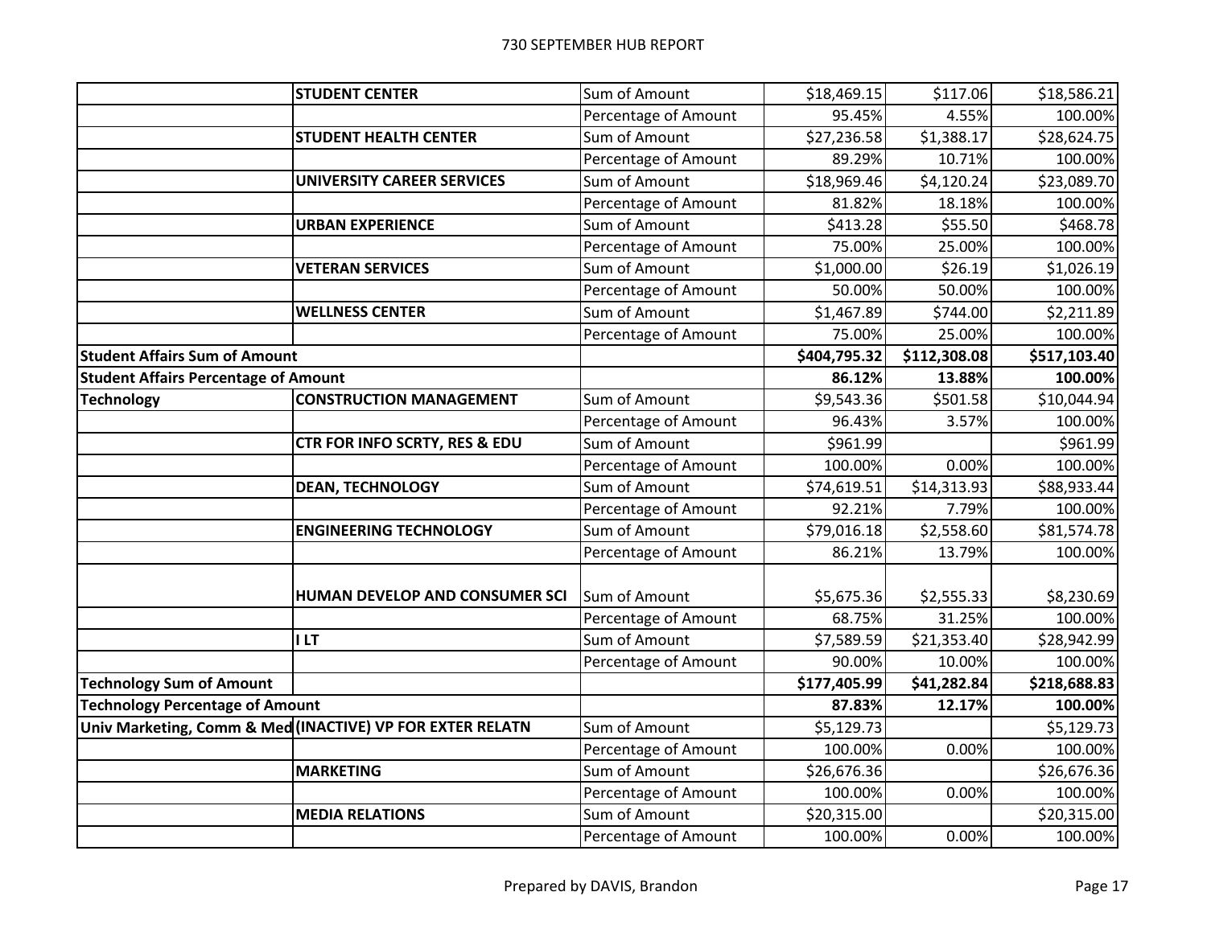| | | | | | |
|---|---|---|---|---|---|
| | **STUDENT CENTER** | Sum of Amount | $18,469.15 | $117.06 | $18,586.21 |
| | | Percentage of Amount | 95.45% | 4.55% | 100.00% |
| | **STUDENT HEALTH CENTER** | Sum of Amount | $27,236.58 | $1,388.17 | $28,624.75 |
| | | Percentage of Amount | 89.29% | 10.71% | 100.00% |
| | **UNIVERSITY CAREER SERVICES** | Sum of Amount | $18,969.46 | $4,120.24 | $23,089.70 |
| | | Percentage of Amount | 81.82% | 18.18% | 100.00% |
| | **URBAN EXPERIENCE** | Sum of Amount | $413.28 | $55.50 | $468.78 |
| | | Percentage of Amount | 75.00% | 25.00% | 100.00% |
| | **VETERAN SERVICES** | Sum of Amount | $1,000.00 | $26.19 | $1,026.19 |
| | | Percentage of Amount | 50.00% | 50.00% | 100.00% |
| | **WELLNESS CENTER** | Sum of Amount | $1,467.89 | $744.00 | $2,211.89 |
| | | Percentage of Amount | 75.00% | 25.00% | 100.00% |
| **Student Affairs Sum of Amount** | | | **$404,795.32** | **$112,308.08** | **$517,103.40** |
| **Student Affairs Percentage of Amount** | | | **86.12%** | **13.88%** | **100.00%** |
| **Technology** | **CONSTRUCTION MANAGEMENT** | Sum of Amount | $9,543.36 | $501.58 | $10,044.94 |
| | | Percentage of Amount | 96.43% | 3.57% | 100.00% |
| | **CTR FOR INFO SCRTY, RES & EDU** | Sum of Amount | $961.99 | | $961.99 |
| | | Percentage of Amount | 100.00% | 0.00% | 100.00% |
| | **DEAN, TECHNOLOGY** | Sum of Amount | $74,619.51 | $14,313.93 | $88,933.44 |
| | | Percentage of Amount | 92.21% | 7.79% | 100.00% |
| | **ENGINEERING TECHNOLOGY** | Sum of Amount | $79,016.18 | $2,558.60 | $81,574.78 |
| | | Percentage of Amount | 86.21% | 13.79% | 100.00% |
| | **HUMAN DEVELOP AND CONSUMER SCI** | Sum of Amount | $5,675.36 | $2,555.33 | $8,230.69 |
| | | Percentage of Amount | 68.75% | 31.25% | 100.00% |
| | **I LT** | Sum of Amount | $7,589.59 | $21,353.40 | $28,942.99 |
| | | Percentage of Amount | 90.00% | 10.00% | 100.00% |
| **Technology Sum of Amount** | | | **$177,405.99** | **$41,282.84** | **$218,688.83** |
| **Technology Percentage of Amount** | | | **87.83%** | **12.17%** | **100.00%** |
| **Univ Marketing, Comm & Med** | **(INACTIVE) VP FOR EXTER RELATN** | Sum of Amount | $5,129.73 | | $5,129.73 |
| | | Percentage of Amount | 100.00% | 0.00% | 100.00% |
| | **MARKETING** | Sum of Amount | $26,676.36 | | $26,676.36 |
| | | Percentage of Amount | 100.00% | 0.00% | 100.00% |
| | **MEDIA RELATIONS** | Sum of Amount | $20,315.00 | | $20,315.00 |
| | | Percentage of Amount | 100.00% | 0.00% | 100.00% |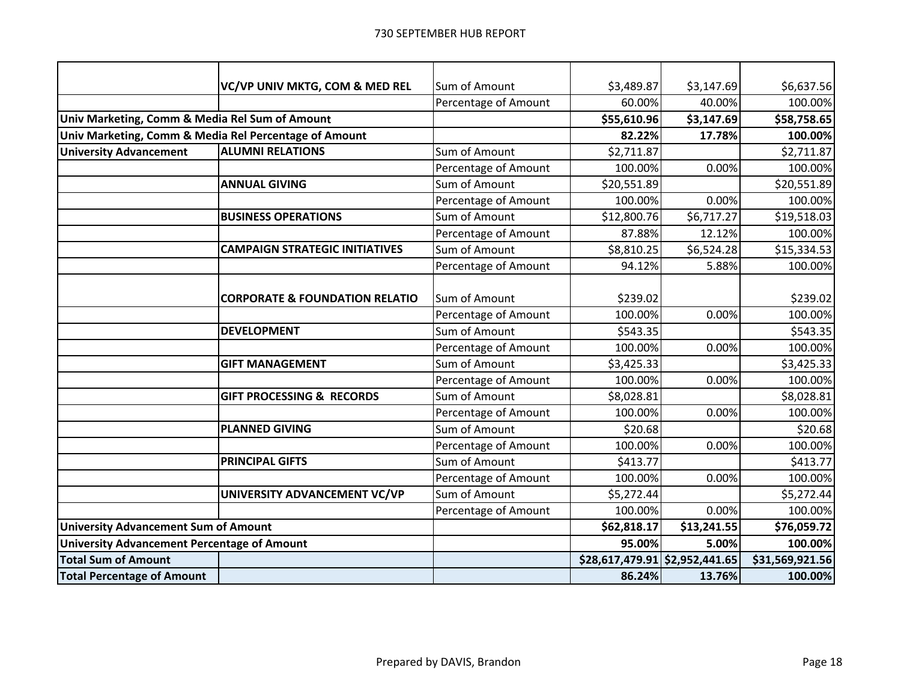| | | | | | |
|---|---|---|---|---|---|
| | **VC/VP UNIV MKTG, COM & MED REL** | Sum of Amount | $3,489.87 | $3,147.69 | $6,637.56 |
| | | Percentage of Amount | 60.00% | 40.00% | 100.00% |
| **Univ Marketing, Comm & Media Rel Sum of Amount** | | | **$55,610.96** | **$3,147.69** | **$58,758.65** |
| **Univ Marketing, Comm & Media Rel Percentage of Amount** | | | **82.22%** | **17.78%** | **100.00%** |
| **University Advancement** | **ALUMNI RELATIONS** | Sum of Amount | $2,711.87 | | $2,711.87 |
| | | Percentage of Amount | 100.00% | 0.00% | 100.00% |
| | **ANNUAL GIVING** | Sum of Amount | $20,551.89 | | $20,551.89 |
| | | Percentage of Amount | 100.00% | 0.00% | 100.00% |
| | **BUSINESS OPERATIONS** | Sum of Amount | $12,800.76 | $6,717.27 | $19,518.03 |
| | | Percentage of Amount | 87.88% | 12.12% | 100.00% |
| | **CAMPAIGN STRATEGIC INITIATIVES** | Sum of Amount | $8,810.25 | $6,524.28 | $15,334.53 |
| | | Percentage of Amount | 94.12% | 5.88% | 100.00% |
| | **CORPORATE & FOUNDATION RELATIO** | Sum of Amount | $239.02 | | $239.02 |
| | | Percentage of Amount | 100.00% | 0.00% | 100.00% |
| | **DEVELOPMENT** | Sum of Amount | $543.35 | | $543.35 |
| | | Percentage of Amount | 100.00% | 0.00% | 100.00% |
| | **GIFT MANAGEMENT** | Sum of Amount | $3,425.33 | | $3,425.33 |
| | | Percentage of Amount | 100.00% | 0.00% | 100.00% |
| | **GIFT PROCESSING & RECORDS** | Sum of Amount | $8,028.81 | | $8,028.81 |
| | | Percentage of Amount | 100.00% | 0.00% | 100.00% |
| | **PLANNED GIVING** | Sum of Amount | $20.68 | | $20.68 |
| | | Percentage of Amount | 100.00% | 0.00% | 100.00% |
| | **PRINCIPAL GIFTS** | Sum of Amount | $413.77 | | $413.77 |
| | | Percentage of Amount | 100.00% | 0.00% | 100.00% |
| | **UNIVERSITY ADVANCEMENT VC/VP** | Sum of Amount | $5,272.44 | | $5,272.44 |
| | | Percentage of Amount | 100.00% | 0.00% | 100.00% |
| **University Advancement Sum of Amount** | | | **$62,818.17** | **$13,241.55** | **$76,059.72** |
| **University Advancement Percentage of Amount** | | | **95.00%** | **5.00%** | **100.00%** |
| **Total Sum of Amount** | | | **$28,617,479.91** | **$2,952,441.65** | **$31,569,921.56** |
| **Total Percentage of Amount** | | | **86.24%** | **13.76%** | **100.00%** |

Prepared by DAVIS, Brandon